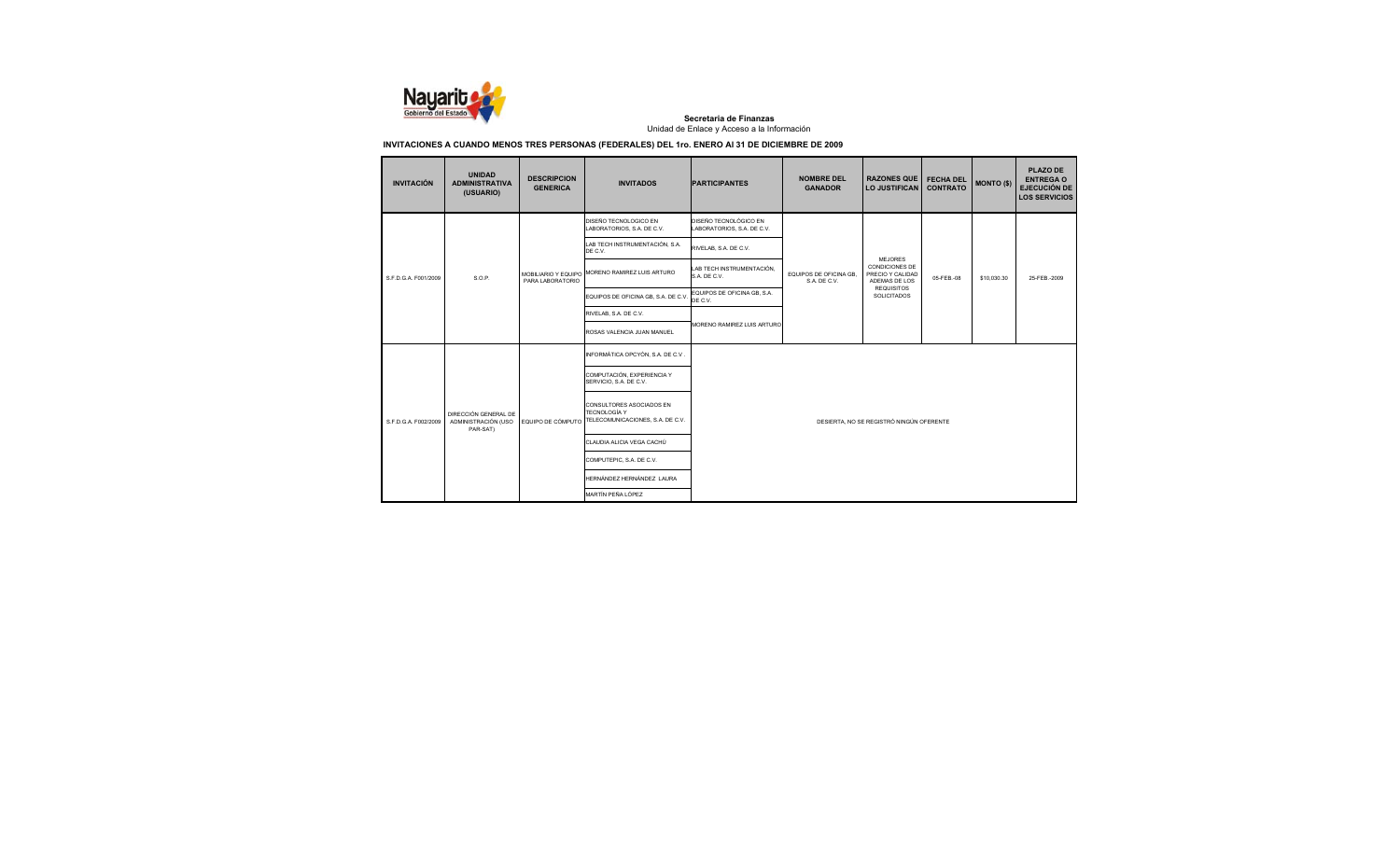**Secretaría de Finanzas**
Unidad de Enlace y Acceso a la Información

**INVITACIONES A CUANDO MENOS TRES PERSONAS (FEDERALES) DEL 1ro. ENERO Al 31 DE DICIEMBRE DE 2009**

| INVITACIÓN | UNIDAD ADMINISTRATIVA (USUARIO) | DESCRIPCION GENERICA | INVITADOS | PARTICIPANTES | NOMBRE DEL GANADOR | RAZONES QUE LO JUSTIFICAN | FECHA DEL CONTRATO | MONTO ($) | PLAZO DE ENTREGA O EJECUCIÓN DE LOS SERVICIOS |
|---|---|---|---|---|---|---|---|---|---|
| S.F.D.G.A. F001/2009 | S.O.P. | MOBILIARIO Y EQUIPO PARA LABORATORIO | DISEÑO TECNOLOGICO EN LABORATORIOS, S.A. DE C.V. | DISEÑO TECNOLÓGICO EN LABORATORIOS, S.A. DE C.V. | EQUIPOS DE OFICINA GB, S.A. DE C.V. | MEJORES CONDICIONES DE PRECIO Y CALIDAD ADEMAS DE LOS REQUISITOS SOLICITADOS | 05-FEB.-08 | $10,030.30 | 25-FEB.-2009 |
| | | | LAB TECH INSTRUMENTACIÓN, S.A. DE C.V. | RIVELAB, S.A. DE C.V. | | | | | |
| | | | MORENO RAMIREZ LUIS ARTURO | LAB TECH INSTRUMENTACIÓN, S.A. DE C.V. | | | | | |
| | | | EQUIPOS DE OFICINA GB, S.A. DE C.V. | EQUIPOS DE OFICINA GB, S.A. DE C.V. | | | | | |
| | | | RIVELAB, S.A. DE C.V. | MORENO RAMIREZ LUIS ARTURO | | | | | |
| | | | ROSAS VALENCIA JUAN MANUEL | | | | | | |
| S.F.D.G.A. F002/2009 | DIRECCIÓN GENERAL DE ADMINISTRACIÓN (USO PAR-SAT) | EQUIPO DE CÓMPUTO | INFORMÁTICA OPCYÓN, S.A. DE C.V. | DESIERTA, NO SE REGISTRÓ NINGÚN OFERENTE | | | | | |
| | | | COMPUTACIÓN, EXPERIENCIA Y SERVICIO, S.A. DE C.V. | | | | | | |
| | | | CONSULTORES ASOCIADOS EN TECNOLOGÍA Y TELECOMUNICACIONES, S.A. DE C.V. | | | | | | |
| | | | CLAUDIA ALICIA VEGA CACHÚ | | | | | | |
| | | | COMPUTEPIC, S.A. DE C.V. | | | | | | |
| | | | HERNÁNDEZ HERNÁNDEZ LAURA | | | | | | |
| | | | MARTÍN PEÑA LÓPEZ | | | | | | |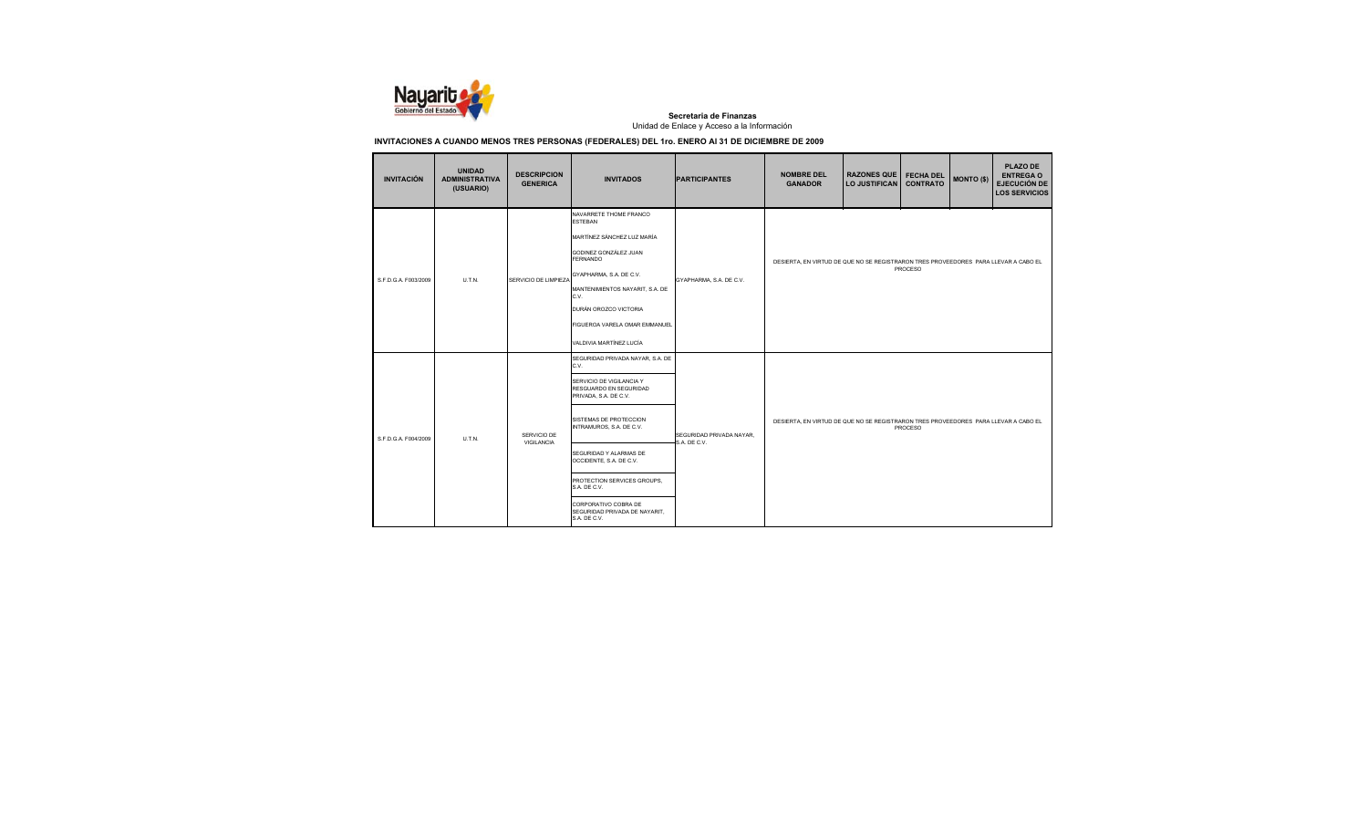**Secretaría de Finanzas**

Unidad de Enlace y Acceso a la Información

**INVITACIONES A CUANDO MENOS TRES PERSONAS (FEDERALES) DEL 1ro. ENERO Al 31 DE DICIEMBRE DE 2009**

| INVITACIÓN | UNIDAD ADMINISTRATIVA (USUARIO) | DESCRIPCION GENERICA | INVITADOS | PARTICIPANTES | NOMBRE DEL GANADOR | RAZONES QUE LO JUSTIFICAN | FECHA DEL CONTRATO | MONTO ($) | PLAZO DE ENTREGA O EJECUCIÓN DE LOS SERVICIOS |
|---|---|---|---|---|---|---|---|---|---|
| S.F.D.G.A. F003/2009 | U.T.N. | SERVICIO DE LIMPIEZA | NAVARRETE THOME FRANCO ESTEBAN<br>MARTÍNEZ SÁNCHEZ LUZ MARÍA<br>GODINEZ GONZÁLEZ JUAN FERNANDO<br>GYAPHARMA, S.A. DE C.V.<br>MANTENIMIENTOS NAYARIT, S.A. DE C.V.<br>DURÁN OROZCO VICTORIA<br>FIGUEROA VARELA OMAR EMMANUEL<br>VALDIVIA MARTÍNEZ LUCÍA | GYAPHARMA, S.A. DE C.V. | DESIERTA, EN VIRTUD DE QUE NO SE REGISTRARON TRES PROVEEDORES PARA LLEVAR A CABO EL PROCESO | | | | |
| S.F.D.G.A. F004/2009 | U.T.N. | SERVICIO DE VIGILANCIA | SEGURIDAD PRIVADA NAYAR, S.A. DE C.V.<br>SERVICIO DE VIGILANCIA Y RESGUARDO EN SEGURIDAD PRIVADA, S.A. DE C.V.<br>SISTEMAS DE PROTECCION INTRAMUROS, S.A. DE C.V.<br>SEGURIDAD Y ALARMAS DE OCCIDENTE, S.A. DE C.V.<br>PROTECTION SERVICES GROUPS, S.A. DE C.V.<br>CORPORATIVO COBRA DE SEGURIDAD PRIVADA DE NAYARIT, S.A. DE C.V. | SEGURIDAD PRIVADA NAYAR, S.A. DE C.V. | DESIERTA, EN VIRTUD DE QUE NO SE REGISTRARON TRES PROVEEDORES PARA LLEVAR A CABO EL PROCESO | | | | |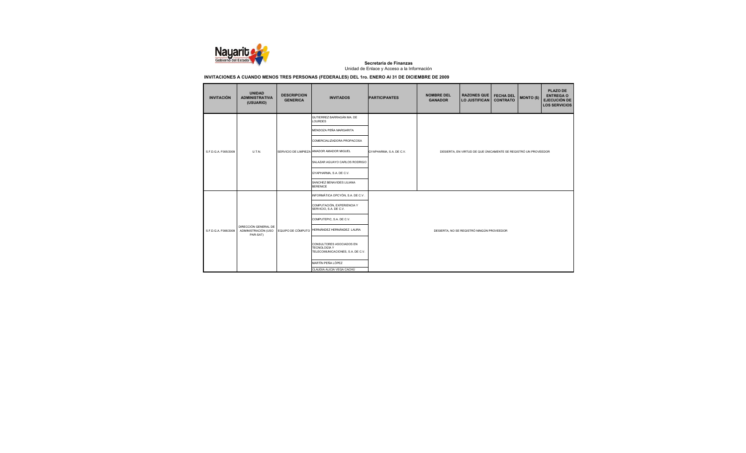**Secretaria de Finanzas**

Unidad de Enlace y Acceso a la Información

**INVITACIONES A CUANDO MENOS TRES PERSONAS (FEDERALES) DEL 1ro. ENERO Al 31 DE DICIEMBRE DE 2009**

| INVITACIÓN | UNIDAD ADMINISTRATIVA (USUARIO) | DESCRIPCION GENERICA | INVITADOS | PARTICIPANTES | NOMBRE DEL GANADOR | RAZONES QUE LO JUSTIFICAN | FECHA DEL CONTRATO | MONTO ($) | PLAZO DE ENTREGA O EJECUCIÓN DE LOS SERVICIOS |
|---|---|---|---|---|---|---|---|---|---|
| S.F.D.G.A. F005/2009 | U.T.N. | SERVICIO DE LIMPIEZA | GUTIERREZ BARRAGÁN MA. DE LOURDES | GYAPHARMA, S.A. DE C.V. | DESIERTA, EN VIRTUD DE QUE ÚNICAMENTE SE REGISTRÓ UN PROVEEDOR | | | | |
| | | | MENDOZA PEÑA MARGARITA | | | | | | |
| | | | COMERCIALIZADORA PROPACOSA | | | | | | |
| | | | AMADOR AMADOR MIGUEL | | | | | | |
| | | | SALAZAR AGUAYO CARLOS RODRIGO | | | | | | |
| | | | GYAPHARMA, S.A. DE C.V. | | | | | | |
| | | | SANCHEZ BENAVIDES LILIANA BERENICE | | | | | | |
| S.F.D.G.A. F006/2009 | DIRECCIÓN GENERAL DE ADMINISTRACIÓN (USO PAR-SAT) | EQUIPO DE CÓMPUTO | INFORMÁTICA OPCYÓN, S.A. DE C.V. | DESIERTA, NO SE REGISTRÓ NINGÚN PROVEEDOR | | | | | |
| | | | COMPUTACIÓN, EXPERIENCIA Y SERVICIO, S.A. DE C.V. | | | | | | |
| | | | COMPUTEPIC, S.A. DE C.V. | | | | | | |
| | | | HERNÁNDEZ HERNÁNDEZ LAURA | | | | | | |
| | | | CONSULTORES ASOCIADOS EN TECNOLOGÍA Y TELECOMUNICACIONES, S.A. DE C.V. | | | | | | |
| | | | MARTÍN PEÑA LÓPEZ | | | | | | |
| | | | CLAUDIA ALICIA VEGA CACHÚ | | | | | | |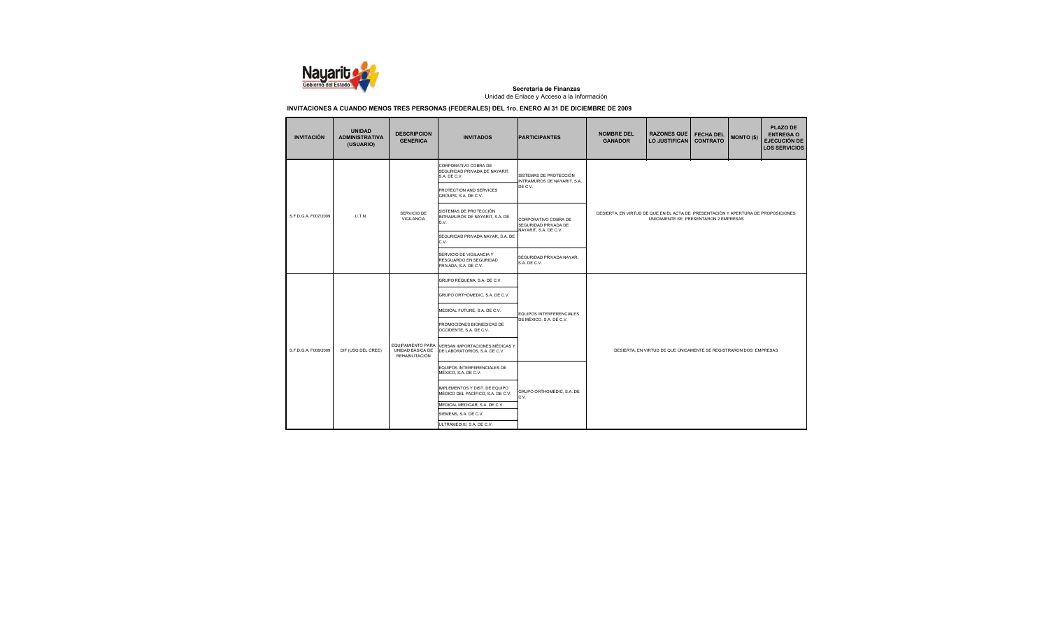**Secretaría de Finanzas**
Unidad de Enlace y Acceso a la Información

**INVITACIONES A CUANDO MENOS TRES PERSONAS (FEDERALES) DEL 1ro. ENERO Al 31 DE DICIEMBRE DE 2009**

| INVITACIÓN | UNIDAD ADMINISTRATIVA (USUARIO) | DESCRIPCION GENERICA | INVITADOS | PARTICIPANTES | NOMBRE DEL GANADOR | RAZONES QUE LO JUSTIFICAN | FECHA DEL CONTRATO | MONTO ($) | PLAZO DE ENTREGA O EJECUCIÓN DE LOS SERVICIOS |
|---|---|---|---|---|---|---|---|---|---|
| S.F.D.G.A. F007/2009 | U.T.N. | SERVICIO DE VIGILANCIA | CORPORATIVO COBRA DE SEGURIDAD PRIVADA DE NAYARIT, S.A. DE C.V.<br>PROTECTION AND SERVICES GROUPS, S.A. DE C.V.<br>SISTEMAS DE PROTECCIÓN INTRAMUROS DE NAYARIT, S.A. DE C.V.<br>SEGURIDAD PRIVADA NAYAR, S.A. DE C.V.<br>SERVICIO DE VIGILANCIA Y RESGUARDO EN SEGURIDAD PRIVADA, S.A. DE C.V. | SISTEMAS DE PROTECCIÓN INTRAMUROS DE NAYARIT, S.A. DE C.V.<br>CORPORATIVO COBRA DE SEGURIDAD PRIVADA DE NAYARIT, S.A. DE C.V.<br>SEGURIDAD PRIVADA NAYAR, S.A. DE C.V. | DESIERTA, EN VIRTUD DE QUE EN EL ACTA DE PRESENTACIÓN Y APERTURA DE PROPOSICIONES ÚNICAMENTE SE PRESENTARON 2 EMPRESAS | | | | |
| S.F.D.G.A. F008/2009 | DIF (USO DEL CREE) | EQUIPAMIENTO PARA UNIDAD BÁSICA DE REHABILITACIÓN | GRUPO REQUENA, S.A. DE C.V.<br>GRUPO ORTHOMEDIC, S.A. DE C.V.<br>MEDICAL FUTURE, S.A. DE C.V.<br>PROMOCIONES BIOMEDICAS DE OCCIDENTE, S.A. DE C.V.<br>VERSAN IMPORTACIONES MÉDICAS Y DE LABORATORIOS, S.A. DE C.V.<br>EQUIPOS INTERFERENCIALES DE MÉXICO, S.A. DE C.V.<br>IMPLEMENTOS Y DIST. DE EQUIPO MÉDICO DEL PACÍFICO, S.A. DE C.V.<br>MEDICAL MEDIGAR, S.A. DE C.V.<br>SIEMENS, S.A. DE C.V.<br>ULTRAMEDIXI, S.A. DE C.V. | EQUIPOS INTERFERENCIALES DE MÉXICO, S.A. DE C.V.<br>GRUPO ORTHOMEDIC, S.A. DE C.V. | DESIERTA, EN VIRTUD DE QUE ÚNICAMENTE SE REGISTRARON DOS EMPRESAS | | | | |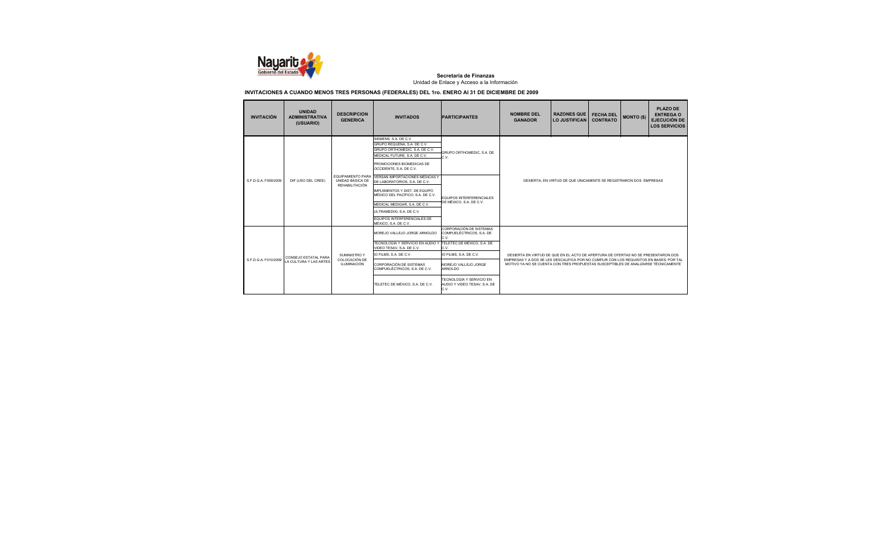**Secretaría de Finanzas**
Unidad de Enlace y Acceso a la Información

**INVITACIONES A CUANDO MENOS TRES PERSONAS (FEDERALES) DEL 1ro. ENERO Al 31 DE DICIEMBRE DE 2009**

| INVITACIÓN | UNIDAD ADMINISTRATIVA (USUARIO) | DESCRIPCION GENERICA | INVITADOS | PARTICIPANTES | NOMBRE DEL GANADOR | RAZONES QUE LO JUSTIFICAN | FECHA DEL CONTRATO | MONTO ($) | PLAZO DE ENTREGA O EJECUCIÓN DE LOS SERVICIOS |
|---|---|---|---|---|---|---|---|---|---|
| S.F.D.G.A. F009/2009 | DIF (USO DEL CREE) | EQUIPAMIENTO PARA UNIDAD BASICA DE REHABILITACIÓN | SIEMENS, S.A. DE C.V.<br>GRUPO REQUENA, S.A. DE C.V.<br>GRUPO ORTHOMEDIC, S.A. DE C.V.<br>MEDICAL FUTURE, S.A. DE C.V.<br>PROMOCIONES BIOMEDICAS DE OCCIDENTE, S.A. DE C.V.<br>VERSAN IMPORTACIONES MÉDICAS Y DE LABORATORIOS, S.A. DE C.V.<br>IMPLEMENTOS Y DIST. DE EQUIPO MÉDICO DEL PACÍFICO, S.A. DE C.V.<br>MEDICAL MEDIGAR, S.A. DE C.V.<br>ULTRAMEDIXI, S.A. DE C.V.<br>EQUIPOS INTERFERENCIALES DE MÉXICO, S.A. DE C.V. | GRUPO ORTHOMEDIC, S.A. DE C.V.<br>EQUIPOS INTERFERENCIALES DE MÉXICO, S.A. DE C.V. | DESIERTA, EN VIRTUD DE QUE ÚNICAMENTE SE REGISTRARON DOS EMPRESAS | | | | |
| S.F.D.G.A. F010/2009 | CONSEJO ESTATAL PARA LA CULTURA Y LAS ARTES | SUMINISTRO Y COLOCACIÓN DE ILUMINACIÓN | MOREJO VALLEJO JORGE ARNOLDO<br>TECNOLOGÍA Y SERVICIO EN AUDIO Y VIDEO TESAV, S.A. DE C.V.<br>IO FILMS, S.A. DE C.V.<br>CORPORACIÓN DE SISTEMAS COMPUELÉCTRICOS, S.A. DE C.V.<br>TELETEC DE MÉXICO, S.A. DE C.V. | CORPORACIÓN DE SISTEMAS COMPUELÉCTRICOS, S.A. DE C.V.<br>TELETEC DE MÉXICO, S.A. DE C.V.<br>IO FILMS, S.A. DE C.V.<br>MOREJO VALLEJO JORGE ARNOLDO<br>TECNOLOGÍA Y SERVICIO EN AUDIO Y VIDEO TESAV, S.A. DE C.V. | DESIERTA EN VIRTUD DE QUE EN EL ACTO DE APERTURA DE OFERTAS NO SE PRESENTARON DOS EMPRESAS Y A DOS SE LES DESCALIFICA POR NO CUMPLIR CON LOS REQUISITOS EN BASES; POR TAL MOTIVO YA NO SE CUENTA CON TRES PROPUESTAS SUSCEPTIBLES DE ANALIZARSE TÉCNICAMENTE | | | | |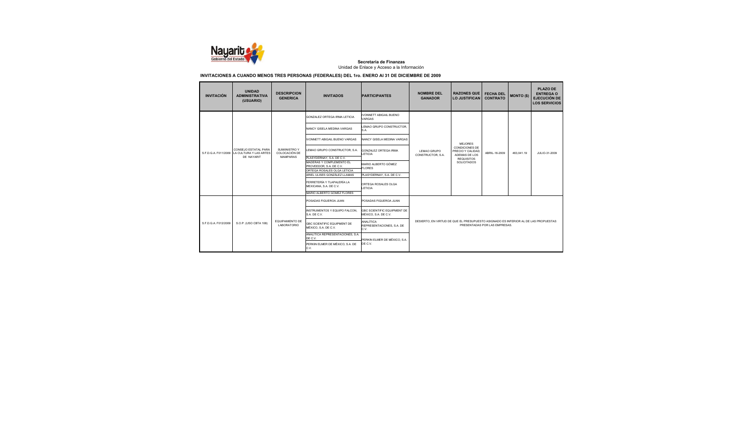**Secretaría de Finanzas**

Unidad de Enlace y Acceso a la Información

**INVITACIONES A CUANDO MENOS TRES PERSONAS (FEDERALES) DEL 1ro. ENERO Al 31 DE DICIEMBRE DE 2009**

| INVITACIÓN | UNIDAD ADMINISTRATIVA (USUARIO) | DESCRIPCION GENERICA | INVITADOS | PARTICIPANTES | NOMBRE DEL GANADOR | RAZONES QUE LO JUSTIFICAN | FECHA DEL CONTRATO | MONTO ($) | PLAZO DE ENTREGA O EJECUCIÓN DE LOS SERVICIOS |
|---|---|---|---|---|---|---|---|---|---|
| S.F.D.G.A. F011/2009 | CONSEJO ESTATAL PARA LA CULTURA Y LAS ARTES DE NAYARIT | SUMINISTRO Y COLOCACIÓN DE MAMPARAS | GONZALEZ ORTEGA IRMA LETICIA<br>NANCY GISELA MEDINA VARGAS<br>IVONNETT ABIGAIL BUENO VARGAS<br>LEMAO GRUPO CONSTRUCTOR, S.A.<br>PLASYDERNAY, S.A. DE C.V.<br>MADERAS Y COMPLEMENTO EL PROVEEDOR, S.A. DE C.V.<br>ORTEGA ROSALES OLGA LETICIA<br>ARIEL ULISES GONZÁLEZ LLAMAS<br>FERRETERÍA Y TLAPALERÍA LA MEXICANA, S.A. DE C.V.<br>MARIO ALBERTO GÓMEZ FLORES | IVONNETT ABIGAIL BUENO VARGAS<br>LEMAO GRUPO CONSTRUCTOR, S.A.<br>NANCY GISELA MEDINA VARGAS<br>GONZALEZ ORTEGA IRMA LETICIA<br>MARIO ALBERTO GÓMEZ FLORES<br>PLASYDERNAY, S.A. DE C.V.<br>ORTEGA ROSALES OLGA LETICIA | LEMAO GRUPO CONSTRUCTOR, S.A. | MEJORES CONDICIONES DE PRECIO Y CALIDAD, ADEMAS DE LOS REQUISITOS SOLICITADOS | ABRIL-16-2009 | 463,041.19 | JULIO-31-2009 |
| S.F.D.G.A. F012/2009 | S.O.P. (USO CBTA 108) | EQUIPAMIENTO DE LABORATORIO | POSADAS FIGUEROA JUAN<br>INSTRUMENTOS Y EQUIPO FALCON, S.A. DE C.V.<br>GBC SCIENTIFIC EQUIPMENT DE MÉXICO, S.A. DE C.V.<br>ANALÍTICA REPRESENTACIONES, S.A. DE C.V.<br>PERKIN ELMER DE MÉXICO, S.A. DE C.V. | POSADAS FIGUEROA JUAN<br>GBC SCIENTIFIC EQUIPMENT DE MÉXICO, S.A. DE C.V.<br>ANALÍTICA REPRESENTACIONES, S.A. DE C.V.<br>PERKIN ELMER DE MÉXICO, S.A. DE C.V. | DESIERTO, EN VIRTUD DE QUE EL PRESUPUESTO ASIGNADO ES INFERIOR AL DE LAS PROPUESTAS PRESENTADAS POR LAS EMPRESAS. | | | | |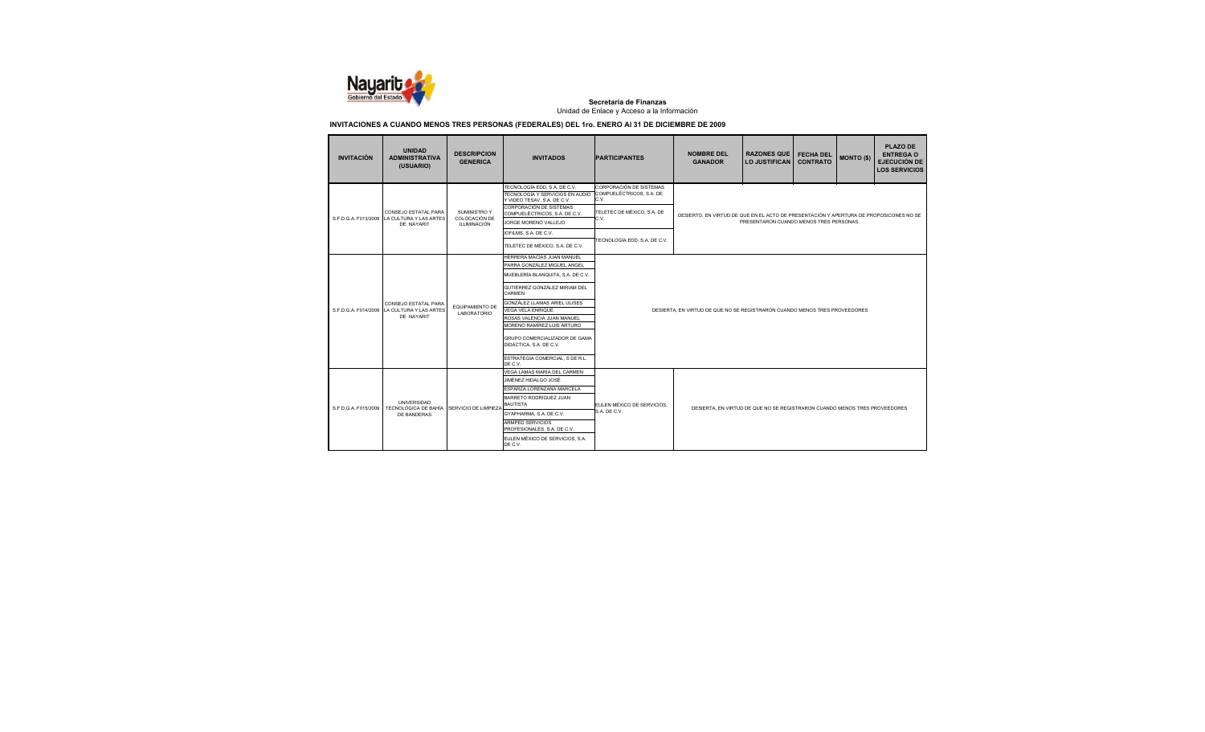**Secretaría de Finanzas**
Unidad de Enlace y Acceso a la Información

**INVITACIONES A CUANDO MENOS TRES PERSONAS (FEDERALES) DEL 1ro. ENERO Al 31 DE DICIEMBRE DE 2009**

| INVITACIÓN | UNIDAD ADMINISTRATIVA (USUARIO) | DESCRIPCION GENERICA | INVITADOS | PARTICIPANTES | NOMBRE DEL GANADOR | RAZONES QUE LO JUSTIFICAN | FECHA DEL CONTRATO | MONTO ($) | PLAZO DE ENTREGA O EJECUCIÓN DE LOS SERVICIOS |
|---|---|---|---|---|---|---|---|---|---|
| S.F.D.G.A. F013/2009 | CONSEJO ESTATAL PARA LA CULTURA Y LAS ARTES DE NAYARIT | SUMINISTRO Y COLOCACIÓN DE ILUMINACIÓN | TECNOLOGÍA EDD, S.A. DE C.V.<br>TECNOLOGÍA Y SERVICIOS EN AUDIO Y VIDEO TESAV, S.A. DE C.V.<br>CORPORACIÓN DE SISTEMAS COMPUELÉCTRICOS, S.A. DE C.V.<br>JORGE MORENO VALLEJO<br>IOFILMS, S.A. DE C.V.<br>TELETEC DE MÉXICO, S.A. DE C.V. | CORPORACIÓN DE SISTEMAS COMPUELÉCTRICOS, S.A. DE C.V.<br>TELETEC DE MÉXICO, S.A. DE C.V.<br>TECNOLOGÍA EDD, S.A. DE C.V. | DESIERTO, EN VIRTUD DE QUE EN EL ACTO DE PRESENTACIÓN Y APERTURA DE PROPOSICONES NO SE PRESENTARON CUANDO MENOS TRES PERSONAS. | | | | |
| S.F.D.G.A. F014/2009 | CONSEJO ESTATAL PARA LA CULTURA Y LAS ARTES DE NAYARIT | EQUIPAMIENTO DE LABORATORIO | HERRERA MACIAS JUAN MANUEL<br>PARRA GONZÁLEZ MIGUEL ANGEL<br>MUEBLERÍA BLANQUITA, S.A. DE C.V.<br>GUTIÉRREZ GONZÁLEZ MIRIAM DEL CARMEN<br>GONZÁLEZ LLAMAS ARIEL ULISES<br>VEGA VELA ENRIQUE<br>ROSAS VALENCIA JUAN MANUEL<br>MORENO RAMÍREZ LUIS ARTURO<br>GRUPO COMERCIALIZADOR DE GAMA DIDÁCTICA, S.A. DE C.V.<br>ESTRATEGIA COMERCIAL, S DE R.L. DE C.V. | DESIERTA, EN VIRTUD DE QUE NO SE REGISTRARON CUANDO MENOS TRES PROVEEDORES | | | | | |
| S.F.D.G.A. F015/2009 | UNIVERSIDAD TECNOLÓGICA DE BAHÍA DE BANDERAS | SERVICIO DE LIMPIEZA | VEGA LAMAS MARÍA DEL CARMEN<br>JIMÉNEZ HIDALGO JOSÉ<br>ESPARZA LORENZANA MARCELA<br>BARRETO RODRÍGUEZ JUAN BAUTISTA<br>GYAPHARMA, S.A. DE C.V.<br>ARMPED SERVICIOS PROFESIONALES, S.A. DE C.V.<br>EULEN MÉXICO DE SERVICIOS, S.A. DE C.V. | EULEN MÉXICO DE SERVICIOS, S.A. DE C.V. | DESIERTA, EN VIRTUD DE QUE NO SE REGISTRARON CUANDO MENOS TRES PROVEEDORES | | | | |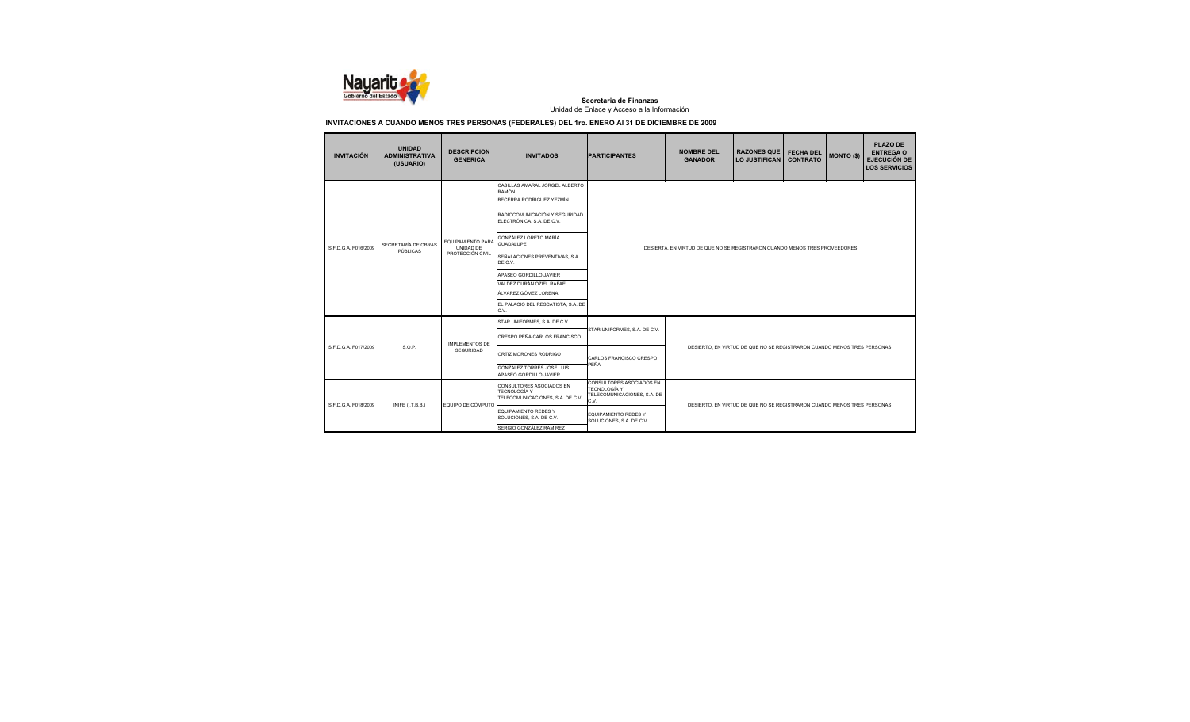**Secretaría de Finanzas**

Unidad de Enlace y Acceso a la Información

**INVITACIONES A CUANDO MENOS TRES PERSONAS (FEDERALES) DEL 1ro. ENERO Al 31 DE DICIEMBRE DE 2009**

| INVITACIÓN | UNIDAD ADMINISTRATIVA (USUARIO) | DESCRIPCION GENERICA | INVITADOS | PARTICIPANTES | NOMBRE DEL GANADOR | RAZONES QUE LO JUSTIFICAN | FECHA DEL CONTRATO | MONTO ($) | PLAZO DE ENTREGA O EJECUCIÓN DE LOS SERVICIOS |
|---|---|---|---|---|---|---|---|---|---|
| S.F.D.G.A. F016/2009 | SECRETARÍA DE OBRAS PÚBLICAS | EQUIPAMIENTO PARA UNIDAD DE PROTECCIÓN CIVIL | CASILLAS AMARAL JORGEL ALBERTO RAMÓN<br>BECERRA RODRIGUEZ YEZMIN<br>RADIOCOMUNICACIÓN Y SEGURIDAD ELECTRÓNICA, S.A. DE C.V.<br>GONZÁLEZ LORETO MARÍA GUADALUPE<br>SEÑALACIONES PREVENTIVAS, S.A. DE C.V.<br>APASEO GORDILLO JAVIER<br>VALDEZ DURÁN OZIEL RAFAEL<br>ÁLVAREZ GÓMEZ LORENA<br>EL PALACIO DEL RESCATISTA, S.A. DE C.V. | DESIERTA, EN VIRTUD DE QUE NO SE REGISTRARON CUANDO MENOS TRES PROVEEDORES | | | | | |
| S.F.D.G.A. F017/2009 | S.O.P. | IMPLEMENTOS DE SEGURIDAD | STAR UNIFORMES, S.A. DE C.V.<br>CRESPO PEÑA CARLOS FRANCISCO<br>ORTIZ MORONES RODRIGO<br>GONZALEZ TORRES JOSE LUIS<br>APASEO GORDILLO JAVIER | STAR UNIFORMES, S.A. DE C.V.<br>CARLOS FRANCISCO CRESPO PEÑA | DESIERTO, EN VIRTUD DE QUE NO SE REGISTRARON CUANDO MENOS TRES PERSONAS | | | | |
| S.F.D.G.A. F018/2009 | INIFE (I.T.B.B.) | EQUIPO DE CÓMPUTO | CONSULTORES ASOCIADOS EN TECNOLOGÍA Y TELECOMUNICACIONES, S.A. DE C.V.<br>EQUIPAMIENTO REDES Y SOLUCIONES, S.A. DE C.V.<br>SERGIO GONZÁLEZ RAMIREZ | CONSULTORES ASOCIADOS EN TECNOLOGÍA Y TELECOMUNICACIONES, S.A. DE C.V.<br>EQUIPAMIENTO REDES Y SOLUCIONES, S.A. DE C.V. | DESIERTO, EN VIRTUD DE QUE NO SE REGISTRARON CUANDO MENOS TRES PERSONAS | | | | |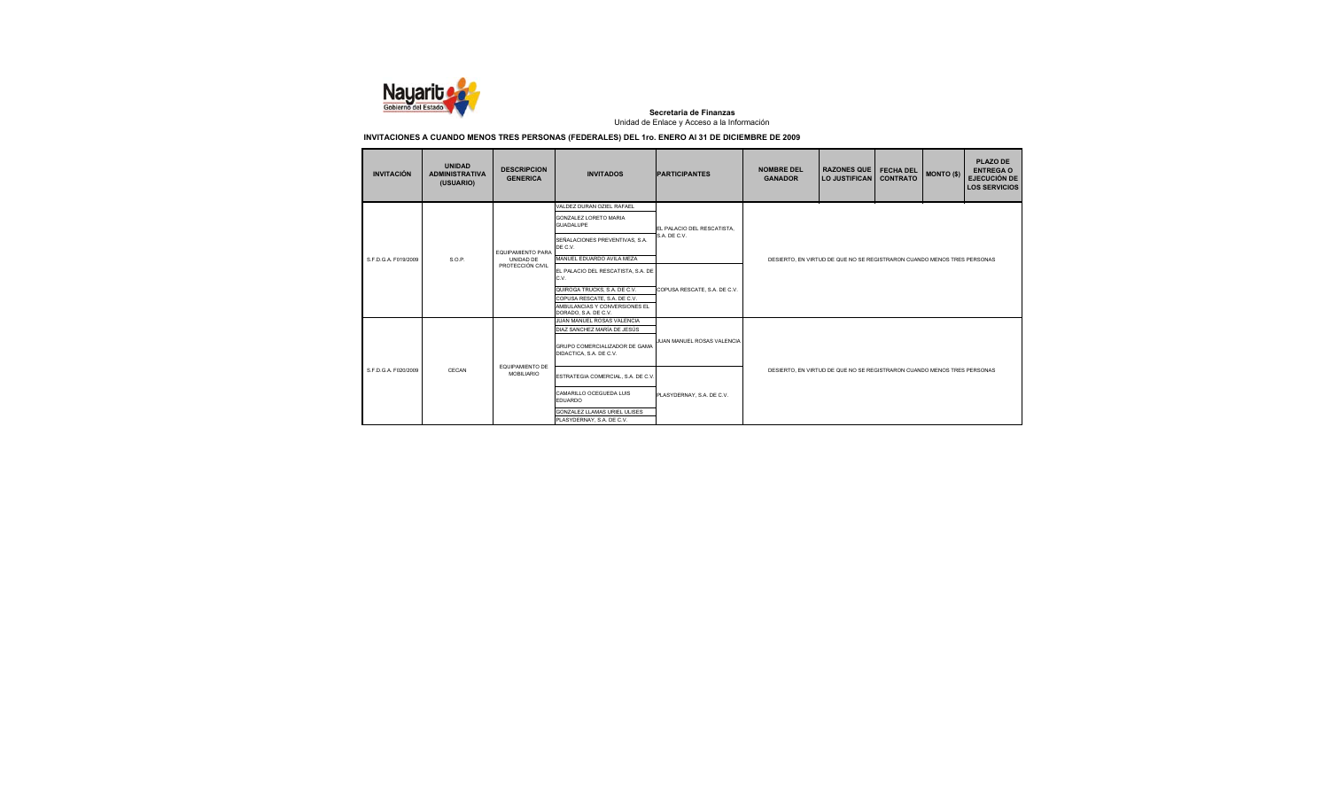**Secretaria de Finanzas**

Unidad de Enlace y Acceso a la Información

**INVITACIONES A CUANDO MENOS TRES PERSONAS (FEDERALES) DEL 1ro. ENERO AL 31 DE DICIEMBRE DE 2009**

| INVITACIÓN | UNIDAD ADMINISTRATIVA (USUARIO) | DESCRIPCION GENERICA | INVITADOS | PARTICIPANTES | NOMBRE DEL GANADOR | RAZONES QUE LO JUSTIFICAN | FECHA DEL CONTRATO | MONTO ($) | PLAZO DE ENTREGA O EJECUCIÓN DE LOS SERVICIOS |
|---|---|---|---|---|---|---|---|---|---|
| S.F.D.G.A. F019/2009 | S.O.P. | EQUIPAMIENTO PARA UNIDAD DE PROTECCIÓN CIVIL | VALDEZ DURAN OZIEL RAFAEL | EL PALACIO DEL RESCATISTA, S.A. DE C.V. | DESIERTO, EN VIRTUD DE QUE NO SE REGISTRARON CUANDO MENOS TRES PERSONAS | | | | |
| | | | GONZALEZ LORETO MARIA GUADALUPE | | | | | | |
| | | | SEÑALACIONES PREVENTIVAS, S.A. DE C.V. | | | | | | |
| | | | MANUEL EDUARDO AVILA MEZA | | | | | | |
| | | | EL PALACIO DEL RESCATISTA, S.A. DE C.V. | COPUSA RESCATE, S.A. DE C.V. | | | | | |
| | | | QUIROGA TRUCKS, S.A. DE C.V. | | | | | | |
| | | | COPUSA RESCATE, S.A. DE C.V. | | | | | | |
| | | | AMBULANCIAS Y CONVERSIONES EL DORADO, S.A. DE C.V. | | | | | | |
| S.F.D.G.A. F020/2009 | CECAN | EQUIPAMIENTO DE MOBILIARIO | JUAN MANUEL ROSAS VALENCIA | JUAN MANUEL ROSAS VALENCIA | DESIERTO, EN VIRTUD DE QUE NO SE REGISTRARON CUANDO MENOS TRES PERSONAS | | | | |
| | | | DIAZ SANCHEZ MARIA DE JESUS | | | | | | |
| | | | GRUPO COMERCIALIZADOR DE GAMA DIDACTICA, S.A. DE C.V. | | | | | | |
| | | | ESTRATEGIA COMERCIAL, S.A. DE C.V. | PLASYDERNAY, S.A. DE C.V. | | | | | |
| | | | CAMARILLO OCEGUEDA LUIS EDUARDO | | | | | | |
| | | | GONZALEZ LLAMAS URIEL ULISES | | | | | | |
| | | | PLASYDERNAY, S.A. DE C.V. | | | | | | |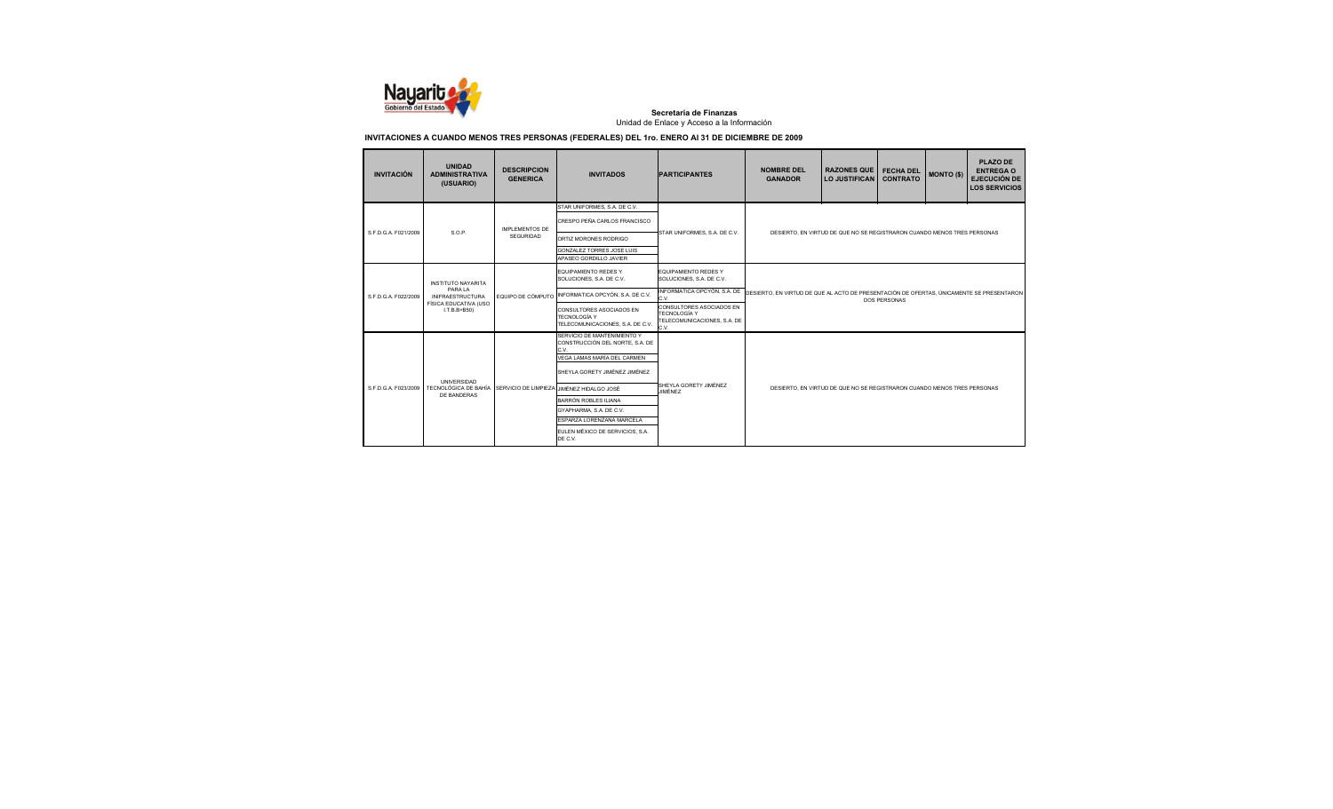**Secretaría de Finanzas**
Unidad de Enlace y Acceso a la Información

**INVITACIONES A CUANDO MENOS TRES PERSONAS (FEDERALES) DEL 1ro. ENERO Al 31 DE DICIEMBRE DE 2009**

| INVITACIÓN | UNIDAD ADMINISTRATIVA (USUARIO) | DESCRIPCION GENERICA | INVITADOS | PARTICIPANTES | NOMBRE DEL GANADOR | RAZONES QUE LO JUSTIFICAN | FECHA DEL CONTRATO | MONTO ($) | PLAZO DE ENTREGA O EJECUCIÓN DE LOS SERVICIOS |
|---|---|---|---|---|---|---|---|---|---|
| S.F.D.G.A. F021/2009 | S.O.P. | IMPLEMENTOS DE SEGURIDAD | STAR UNIFORMES, S.A. DE C.V.<br>CRESPO PEÑA CARLOS FRANCISCO<br>ORTIZ MORONES RODRIGO<br>GONZALEZ TORRES JOSE LUIS<br>APASEO GORDILLO JAVIER | STAR UNIFORMES, S.A. DE C.V. | DESIERTO, EN VIRTUD DE QUE NO SE REGISTRARON CUANDO MENOS TRES PERSONAS | | | | |
| S.F.D.G.A. F022/2009 | INSTITUTO NAYARITA PARA LA INIFRAESTRUCTURA FÍSICA EDUCATIVA (USO I.T.B.B=B50) | EQUIPO DE CÓMPUTO | EQUIPAMIENTO REDES Y SOLUCIONES, S.A. DE C.V.<br>INFORMATICA OPCYÓN, S.A. DE C.V.<br>CONSULTORES ASOCIADOS EN TECNOLOGÍA Y TELECOMUNICACIONES, S.A. DE C.V. | EQUIPAMIENTO REDES Y SOLUCIONES, S.A. DE C.V.<br>INFORMATICA OPCYÓN, S.A. DE C.V.<br>CONSULTORES ASOCIADOS EN TECNOLOGÍA Y TELECOMUNICACIONES, S.A. DE C.V. | DESIERTO, EN VIRTUD DE QUE AL ACTO DE PRESENTACIÓN DE OFERTAS, ÚNICAMENTE SE PRESENTARON DOS PERSONAS | | | | |
| S.F.D.G.A. F023/2009 | UNIVERSIDAD TECNOLÓGICA DE BAHÍA DE BANDERAS | SERVICIO DE LIMPIEZA | SERVICIO DE MANTENIMIENTO Y CONSTRUCCIÓN DEL NORTE, S.A. DE C.V.<br>VEGA LAMAS MARÍA DEL CARMEN<br>SHEYLA GORETY JIMÉNEZ JIMÉNEZ<br>JIMÉNEZ HIDALGO JOSÉ<br>BARRÓN ROBLES ILIANA<br>GYAPHARMA, S.A. DE C.V.<br>ESPARZA LORENZANA MARCELA<br>EULEN MÉXICO DE SERVICIOS, S.A. DE C.V. | SHEYLA GORETY JIMÉNEZ JIMÉNEZ | DESIERTO, EN VIRTUD DE QUE NO SE REGISTRARON CUANDO MENOS TRES PERSONAS | | | | |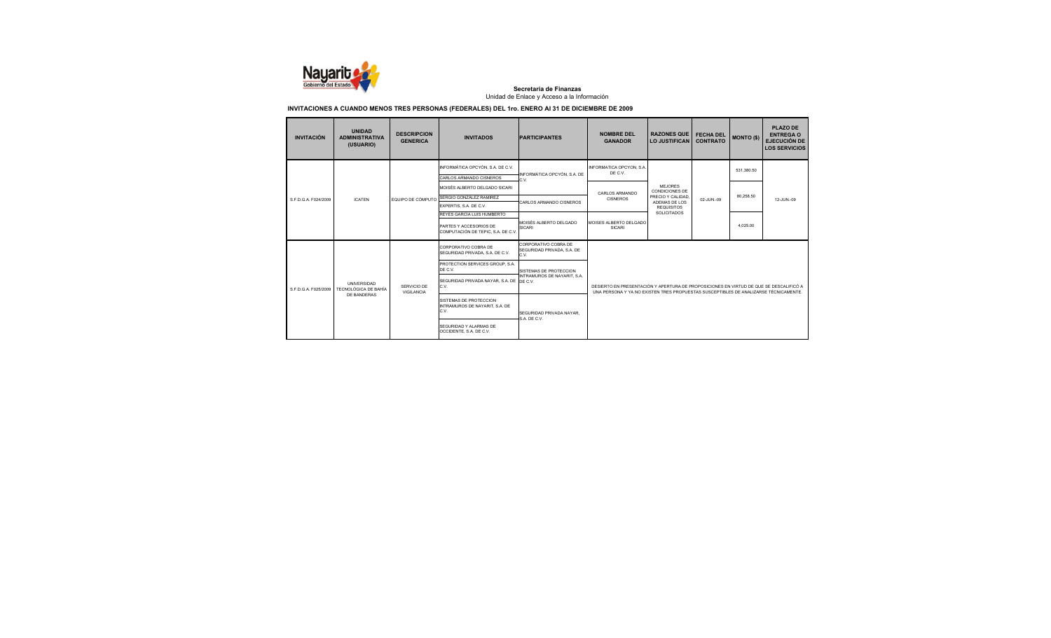**Secretaría de Finanzas**

Unidad de Enlace y Acceso a la Información

**INVITACIONES A CUANDO MENOS TRES PERSONAS (FEDERALES) DEL 1ro. ENERO Al 31 DE DICIEMBRE DE 2009**

| INVITACIÓN | UNIDAD ADMINISTRATIVA (USUARIO) | DESCRIPCION GENERICA | INVITADOS | PARTICIPANTES | NOMBRE DEL GANADOR | RAZONES QUE LO JUSTIFICAN | FECHA DEL CONTRATO | MONTO ($) | PLAZO DE ENTREGA O EJECUCIÓN DE LOS SERVICIOS |
|---|---|---|---|---|---|---|---|---|---|
| S.F.D.G.A. F024/2009 | ICATEN | EQUIPO DE CÓMPUTO | INFORMÁTICA OPCYÓN, S.A. DE C.V.<br>CARLOS ARMANDO CISNEROS<br>MOISÉS ALBERTO DELGADO SICARI<br>SERGIO GONZÁLEZ RAMÍREZ<br>EXPERTIS, S.A. DE C.V.<br>REYES GARCÍA LUIS HUMBERTO<br>PARTES Y ACCESORIOS DE COMPUTACIÓN DE TEPIC, S.A. DE C.V. | INFORMÁTICA OPCYÓN, S.A. DE C.V.<br>CARLOS ARMANDO CISNEROS<br>MOISÉS ALBERTO DELGADO SICARI | INFORMATICA OPCYON, S.A. DE C.V.<br>CARLOS ARMANDO CISNEROS<br>MOISES ALBERTO DELGADO SICARI | MEJORES CONDICIONES DE PRECIO Y CALIDAD, ADEMAS DE LOS REQUISITOS SOLICITADOS | 02-JUN.-09 | 531,380.50<br>80,258.50<br>4,025.00 | 12-JUN.-09 |
| S.F.D.G.A. F025/2009 | UNIVERSIDAD TECNOLÓGICA DE BAHÍA DE BANDERAS | SERVICIO DE VIGILANCIA | CORPORATIVO COBRA DE SEGURIDAD PRIVADA, S.A. DE C.V.<br>PROTECTION SERVICES GROUP, S.A. DE C.V.<br>SEGURIDAD PRIVADA NAYAR, S.A. DE C.V.<br>SISTEMAS DE PROTECCION INTRAMUROS DE NAYARIT, S.A. DE C.V.<br>SEGURIDAD Y ALARMAS DE OCCIDENTE, S.A. DE C.V. | CORPORATIVO COBRA DE SEGURIDAD PRIVADA, S.A. DE C.V.<br>SISTEMAS DE PROTECCION INTRAMUROS DE NAYARIT, S.A. DE C.V.<br>SEGURIDAD PRIVADA NAYAR, S.A. DE C.V. | DESIERTO EN PRESENTACIÓN Y APERTURA DE PROPOSICIONES EN VIRTUD DE QUE SE DESCALIFICÓ A UNA PERSONA Y YA NO EXISTEN TRES PROPUESTAS SUSCEPTIBLES DE ANALIZARSE TÉCNICAMENTE. | | | | |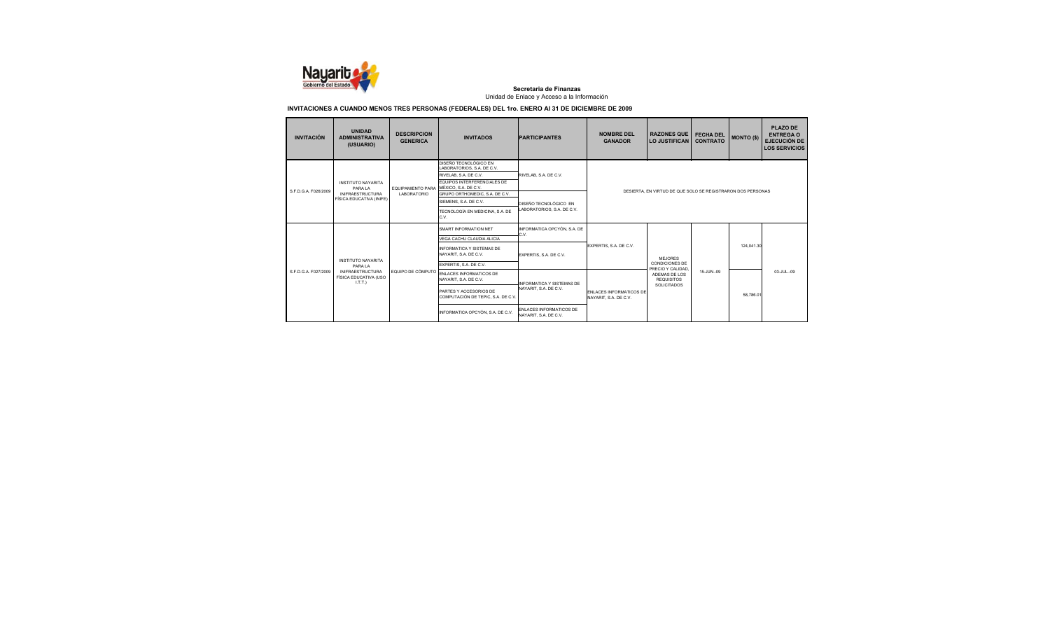**Secretaría de Finanzas**
Unidad de Enlace y Acceso a la Información

**INVITACIONES A CUANDO MENOS TRES PERSONAS (FEDERALES) DEL 1ro. ENERO Al 31 DE DICIEMBRE DE 2009**

| INVITACIÓN | UNIDAD ADMINISTRATIVA (USUARIO) | DESCRIPCION GENERICA | INVITADOS | PARTICIPANTES | NOMBRE DEL GANADOR | RAZONES QUE LO JUSTIFICAN | FECHA DEL CONTRATO | MONTO ($) | PLAZO DE ENTREGA O EJECUCIÓN DE LOS SERVICIOS |
|---|---|---|---|---|---|---|---|---|---|
| S.F.D.G.A. F026/2009 | INSTITUTO NAYARITA PARA LA INFRAESTRUCTURA FÍSICA EDUCATIVA (INIFE) | EQUIPAMIENTO PARA LABORATORIO | DISEÑO TECNOLÓGICO EN LABORATORIOS, S.A. DE C.V. | RIVELAB, S.A. DE C.V. | DESIERTA, EN VIRTUD DE QUE SOLO SE REGISTRARON DOS PERSONAS | | | | |
| | | | RIVELAB, S.A. DE C.V. | | | | | | |
| | | | EQUIPOS INTERFERENCIALES DE MÉXICO, S.A. DE C.V. | | | | | | |
| | | | GRUPO ORTHOMEDIC, S.A. DE C.V. | DISEÑO TECNOLÓGICO EN LABORATORIOS, S.A. DE C.V. | | | | | |
| | | | SIEMENS, S.A. DE C.V. | | | | | | |
| | | | TECNOLOGÍA EN MEDICINA, S.A. DE C.V. | | | | | | |
| S.F.D.G.A. F027/2009 | INSTITUTO NAYARITA PARA LA INFRAESTRUCTURA FÍSICA EDUCATIVA (USO I.T.T.) | EQUIPO DE CÓMPUTO | SMART INFORMATION NET | INFORMATICA OPCYÓN, S.A. DE C.V. | EXPERTIS, S.A. DE C.V. | MEJORES CONDICIONES DE PRECIO Y CALIDAD, ADEMAS DE LOS REQUISITOS SOLICITADOS | 15-JUN.-09 | 124,041.30 | 03-JUL.-09 |
| | | | VEGA CACHU CLAUDIA ALICIA | | | | | | |
| | | | INFORMATICA Y SISTEMAS DE NAYARIT, S.A. DE C.V. | EXPERTIS, S.A. DE C.V. | | | | | |
| | | | EXPERTIS, S.A. DE C.V. | | | | | | |
| | | | ENLACES INFORMATICOS DE NAYARIT, S.A. DE C.V. | INFORMATICA Y SISTEMAS DE NAYARIT, S.A. DE C.V. | ENLACES INFORMATICOS DE NAYARIT, S.A. DE C.V. | | | 58,786.01 | |
| | | | PARTES Y ACCESORIOS DE COMPUTACIÓN DE TEPIC, S.A. DE C.V. | | | | | | |
| | | | INFORMATICA OPCYÓN, S.A. DE C.V. | ENLACES INFORMATICOS DE NAYARIT, S.A. DE C.V. | | | | | |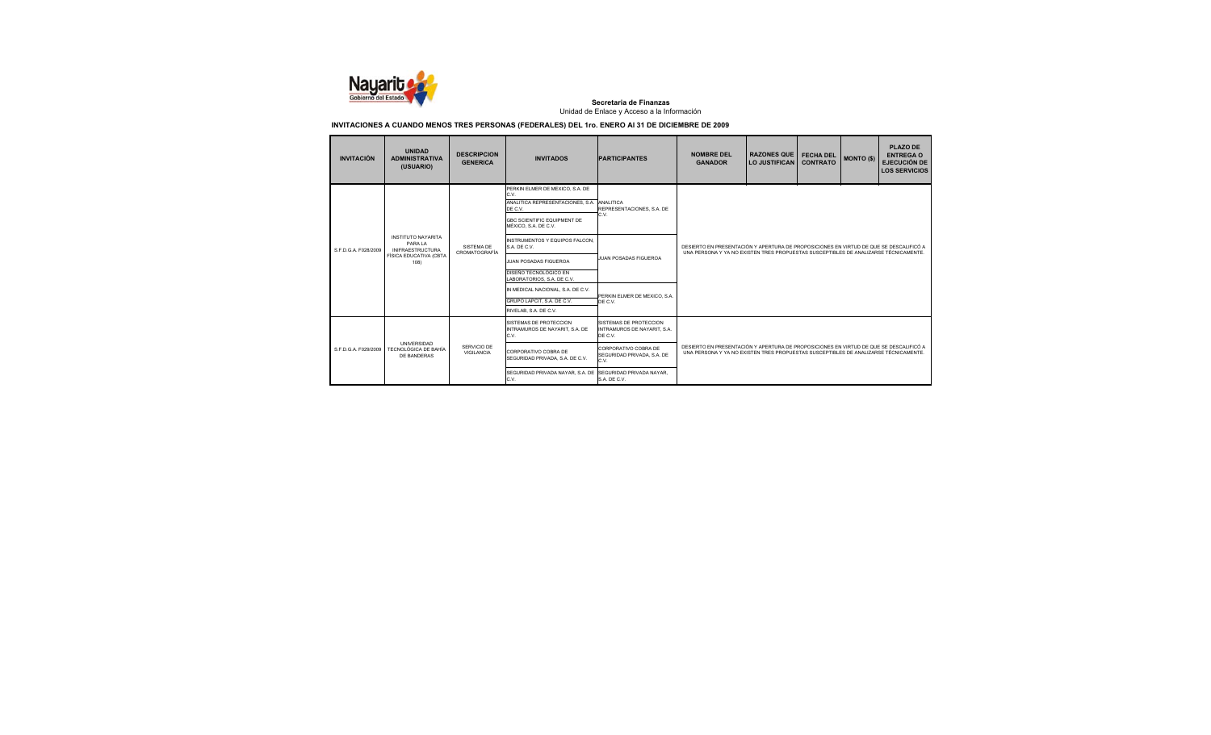**Secretaria de Finanzas**
Unidad de Enlace y Acceso a la Información

**INVITACIONES A CUANDO MENOS TRES PERSONAS (FEDERALES) DEL 1ro. ENERO Al 31 DE DICIEMBRE DE 2009**

| INVITACIÓN | UNIDAD ADMINISTRATIVA (USUARIO) | DESCRIPCION GENERICA | INVITADOS | PARTICIPANTES | NOMBRE DEL GANADOR | RAZONES QUE LO JUSTIFICAN | FECHA DEL CONTRATO | MONTO ($) | PLAZO DE ENTREGA O EJECUCIÓN DE LOS SERVICIOS |
|---|---|---|---|---|---|---|---|---|---|
| S.F.D.G.A. F028/2009 | INSTITUTO NAYARITA PARA LA INFRAESTRUCTURA FÍSICA EDUCATIVA (CBTA 108) | SISTEMA DE CROMATOGRAFÍA | PERKIN ELMER DE MEXICO, S.A. DE C.V. | ANALITICA REPRESENTACIONES, S.A. DE C.V. | DESIERTO EN PRESENTACIÓN Y APERTURA DE PROPOSICIONES EN VIRTUD DE QUE SE DESCALIFICÓ A UNA PERSONA Y YA NO EXISTEN TRES PROPUESTAS SUSCEPTIBLES DE ANALIZARSE TÉCNICAMENTE. | | | | |
| | | | ANALITICA REPRESENTACIONES, S.A. DE C.V. | | | | | | |
| | | | GBC SCIENTIFIC EQUIPMENT DE MÉXICO, S.A. DE C.V. | | | | | | |
| | | | INSTRUMENTOS Y EQUIPOS FALCON, S.A. DE C.V. | JUAN POSADAS FIGUEROA | | | | | |
| | | | JUAN POSADAS FIGUEROA | | | | | | |
| | | | DISEÑO TECNOLÓGICO EN LABORATORIOS, S.A. DE C.V. | | | | | | |
| | | | IN MEDICAL NACIONAL, S.A. DE C.V. | PERKIN ELMER DE MEXICO, S.A. DE C.V. | | | | | |
| | | | GRUPO LAPCIT, S.A. DE C.V. | | | | | | |
| | | | RIVELAB, S.A. DE C.V. | | | | | | |
| S.F.D.G.A. F029/2009 | UNIVERSIDAD TECNOLÓGICA DE BAHÍA DE BANDERAS | SERVICIO DE VIGILANCIA | SISTEMAS DE PROTECCION INTRAMUROS DE NAYARIT, S.A. DE C.V. | SISTEMAS DE PROTECCION INTRAMUROS DE NAYARIT, S.A. DE C.V. | DESIERTO EN PRESENTACIÓN Y APERTURA DE PROPOSICIONES EN VIRTUD DE QUE SE DESCALIFICÓ A UNA PERSONA Y YA NO EXISTEN TRES PROPUESTAS SUSCEPTIBLES DE ANALIZARSE TÉCNICAMENTE. | | | | |
| | | | CORPORATIVO COBRA DE SEGURIDAD PRIVADA, S.A. DE C.V. | CORPORATIVO COBRA DE SEGURIDAD PRIVADA, S.A. DE C.V. | | | | | |
| | | | SEGURIDAD PRIVADA NAYAR, S.A. DE C.V. | SEGURIDAD PRIVADA NAYAR, S.A. DE C.V. | | | | | |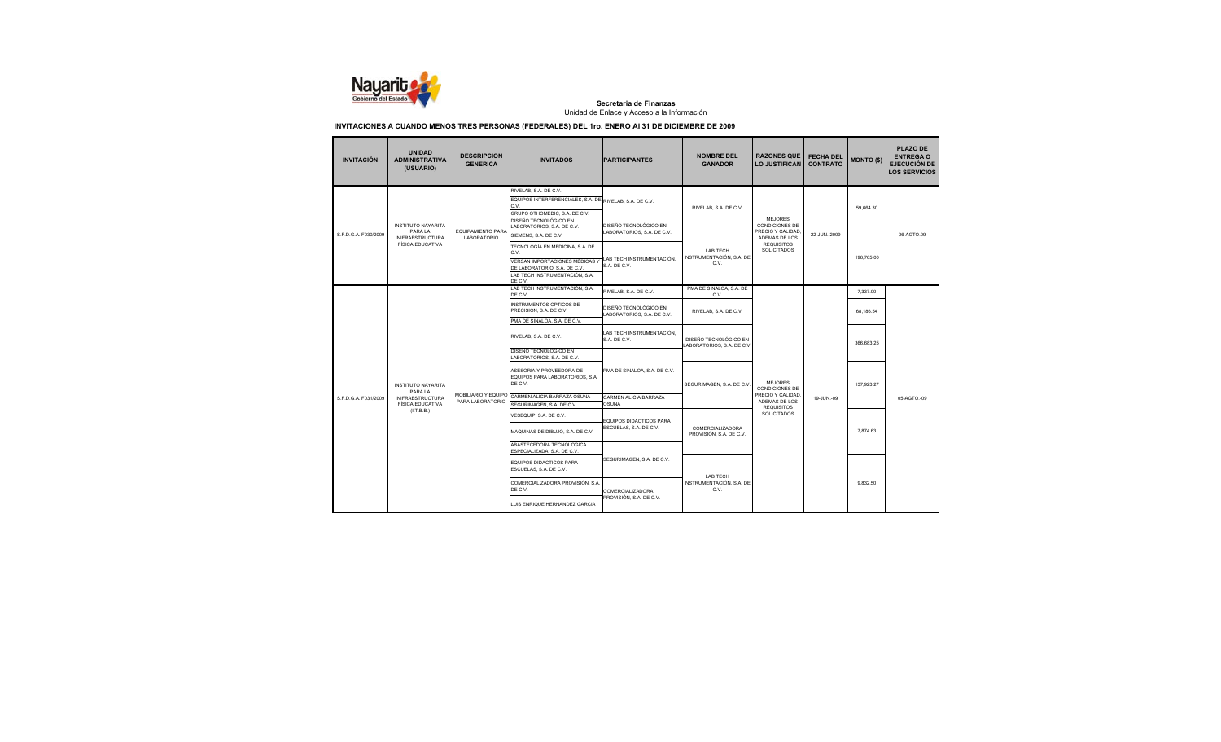**Secretaría de Finanzas**
Unidad de Enlace y Acceso a la Información

## INVITACIONES A CUANDO MENOS TRES PERSONAS (FEDERALES) DEL 1ro. ENERO Al 31 DE DICIEMBRE DE 2009

| INVITACIÓN | UNIDAD ADMINISTRATIVA (USUARIO) | DESCRIPCION GENERICA | INVITADOS | PARTICIPANTES | NOMBRE DEL GANADOR | RAZONES QUE LO JUSTIFICAN | FECHA DEL CONTRATO | MONTO ($) | PLAZO DE ENTREGA O EJECUCIÓN DE LOS SERVICIOS |
|---|---|---|---|---|---|---|---|---|---|
| S.F.D.G.A. F030/2009 | INSTITUTO NAYARITA PARA LA INFRAESTRUCTURA FÍSICA EDUCATIVA | EQUIPAMIENTO PARA LABORATORIO | RIVELAB, S.A. DE C.V.<br>EQUIPOS INTERFERENCIALES, S.A. DE C.V.<br>GRUPO OTHOMEDIC, S.A. DE C.V.<br>DISEÑO TECNOLÓGICO EN LABORATORIOS, S.A. DE C.V.<br>SIEMENS, S.A. DE C.V.<br>TECNOLOGÍA EN MEDICINA, S.A. DE C.V.<br>VERSAN IMPORTACIONES MÉDICAS Y DE LABORATORIO, S.A. DE C.V.<br>LAB TECH INSTRUMENTACIÓN, S.A. DE C.V. | RIVELAB, S.A. DE C.V.<br>DISEÑO TECNOLÓGICO EN LABORATORIOS, S.A. DE C.V.<br>LAB TECH INSTRUMENTACIÓN, S.A. DE C.V. | RIVELAB, S.A. DE C.V. | MEJORES CONDICIONES DE PRECIO Y CALIDAD, ADEMAS DE LOS REQUISITOS SOLICITADOS | 22-JUN.-2009 | 59,664.30 | 06-AGTO.09 |
| | | | | | LAB TECH INSTRUMENTACIÓN, S.A. DE C.V. | | | 196,765.00 | |
| S.F.D.G.A. F031/2009 | INSTITUTO NAYARITA PARA LA INFRAESTRUCTURA FÍSICA EDUCATIVA (I.T.B.B.) | MOBILIARIO Y EQUIPO PARA LABORATORIO | LAB TECH INSTRUMENTACIÓN, S.A. DE C.V.<br>INSTRUMENTOS OPTICOS DE PRECISIÓN, S.A. DE C.V.<br>PMA DE SINALOA, S.A. DE C.V.<br>RIVELAB, S.A. DE C.V.<br>DISEÑO TECNOLÓGICO EN LABORATORIOS, S.A. DE C.V.<br>ASESORIA Y PROVEEDORA DE EQUIPOS PARA LABORATORIOS, S.A. DE C.V.<br>CARMEN ALICIA BARRAZA OSUNA<br>SEGURIMAGEN, S.A. DE C.V.<br>VESEQUIP, S.A. DE C.V.<br>MAQUINAS DE DIBUJO, S.A. DE C.V.<br>ABASTECEDORA TECNOLOGICA ESPECIALIZADA, S.A. DE C.V.<br>EQUIPOS DIDACTICOS PARA ESCUELAS, S.A. DE C.V.<br>COMERCIALIZADORA PROVISIÓN, S.A. DE C.V.<br>LUIS ENRIQUE HERNANDEZ GARCIA | RIVELAB, S.A. DE C.V.<br>DISEÑO TECNOLÓGICO EN LABORATORIOS, S.A. DE C.V.<br>LAB TECH INSTRUMENTACIÓN, S.A. DE C.V.<br>PMA DE SINALOA, S.A. DE C.V.<br>CARMEN ALICIA BARRAZA OSUNA<br>EQUIPOS DIDACTICOS PARA ESCUELAS, S.A. DE C.V.<br>SEGURIMAGEN, S.A. DE C.V.<br>COMERCIALIZADORA PROVISIÓN, S.A. DE C.V. | PMA DE SINALOA, S.A. DE C.V. | MEJORES CONDICIONES DE PRECIO Y CALIDAD, ADEMAS DE LOS REQUISITOS SOLICITADOS | 19-JUN.-09 | 7,337.00 | 05-AGTO.-09 |
| | | | | | RIVELAB, S.A. DE C.V. | | | 68,186.54 | |
| | | | | | DISEÑO TECNOLÓGICO EN LABORATORIOS, S.A. DE C.V. | | | 366,683.25 | |
| | | | | | SEGURIMAGEN, S.A. DE C.V. | | | 137,923.27 | |
| | | | | | COMERCIALIZADORA PROVISIÓN, S.A. DE C.V. | | | 7,874.63 | |
| | | | | | LAB TECH INSTRUMENTACIÓN, S.A. DE C.V. | | | 9,832.50 | |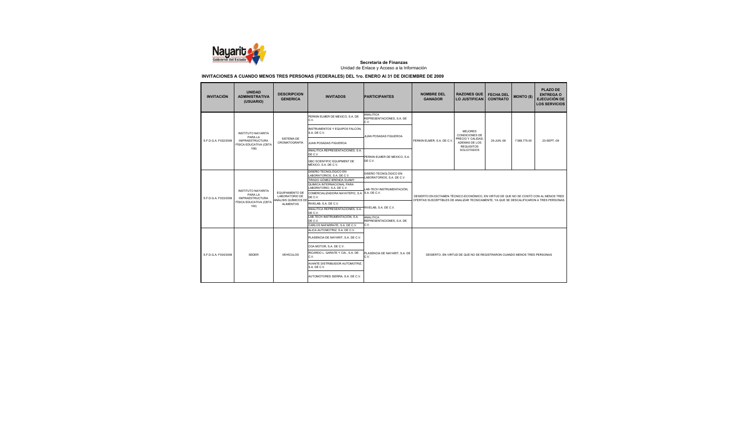**Secretaría de Finanzas**

Unidad de Enlace y Acceso a la Información

**INVITACIONES A CUANDO MENOS TRES PERSONAS (FEDERALES) DEL 1ro. ENERO Al 31 DE DICIEMBRE DE 2009**

| INVITACIÓN | UNIDAD ADMINISTRATIVA (USUARIO) | DESCRIPCION GENERICA | INVITADOS | PARTICIPANTES | NOMBRE DEL GANADOR | RAZONES QUE LO JUSTIFICAN | FECHA DEL CONTRATO | MONTO ($) | PLAZO DE ENTREGA O EJECUCIÓN DE LOS SERVICIOS |
|---|---|---|---|---|---|---|---|---|---|
| S.F.D.G.A. F032/2009 | INSTITUTO NAYARITA PARA LA INFRAESTRUCTURA FÍSICA EDUCATIVA (CBTA 108) | SISTEMA DE CROMATOGRAFÍA | PERKIN ELMER DE MEXICO, S.A. DE C.V.<br>INSTRUMENTOS Y EQUIPOS FALCON, S.A. DE C.V.<br>JUAN POSADAS FIGUEROA<br>ANALITICA REPRESENTACIONES, S.A. DE C.V.<br>GBC SCIENTIFIC EQUIPMENT DE MÉXICO, S.A. DE C.V. | ANALITICA REPRESENTACIONES, S.A. DE C.V.<br>JUAN POSADAS FIGUEROA<br>PERKIN ELMER DE MEXICO, S.A. DE C.V. | PERKIN ELMER, S.A. DE C.V. | MEJORES CONDICIONES DE PRECIO Y CALIDAD, ADEMAS DE LOS REQUISITOS SOLICITADOS | 25-JUN.-09 | 1'389,775.00 | 23-SEPT.-09 |
| S.F.D.G.A. F033/2009 | INSTITUTO NAYARITA PARA LA INFRAESTRUCTURA FÍSICA EDUCATIVA (CBTA 100) | EQUIPAMIENTO DE LABORATORIO DE ANÁLISIS QUÍMICOS DE ALIMENTOS | DISEÑO TECNOLÓGICO EN LABORATORIOS, S.A. DE C.V.<br>TIRADO GOMEZ BRENDA SUAMY<br>QUIMICA INTERNACIONAL PARA LABORATORIO, S.A. DE C.V.<br>COMERCIALIZADORA NAYATEPIC, S.A. DE C.V.<br>RIVELAB, S.A. DE C.V.<br>ANALITICA REPRESENTACIONES, S.A. DE C.V.<br>LAB-TECH INSTRUMENTACIÓN, S.A. DE C.V.<br>CARLOS NAFARRATE, S.A. DE C.V. | DISEÑO TECNOLÓGICO EN LABORATORIOS, S.A. DE C.V.<br>LAB-TECH INSTRUMENTACIÓN, S.A. DE C.V.<br>RIVELAB, S.A. DE C.V.<br>ANALITICA REPRESENTACIONES, S.A. DE C.V. | DESIERTO EN DICTAMEN TÉCNICO-ECONÓMICO, EN VIRTUD DE QUE NO SE CONTÓ CON AL MENOS TRES OFERTAS SUSCEPTIBLES DE ANALIZAR TECNICAMENTE, YA QUE SE DESCALIFICARON A TRES PERSONAS. | | | | |
| S.F.D.G.A. F034/2009 | SEDER | VEHÍCULOS | ALICA AUTOMOTRIZ, S.A. DE C.V.<br>PLASENCIA DE NAYARIT, S.A. DE C.V.<br>COA MOTOR, S.A. DE C.V.<br>RICARDO L. GARATE Y CIA., S.A. DE C.V.<br>AVANTE DISTRIBUIDOR AUTOMOTRIZ, S.A. DE C.V.<br>AUTOMOTORES SIERRA, S.A. DE C.V. | PLASENCIA DE NAYARIT, S.A. DE C.V. | DESIERTO, EN VIRTUD DE QUE NO SE REGISTRARON CUANDO MENOS TRES PERSONAS | | | | |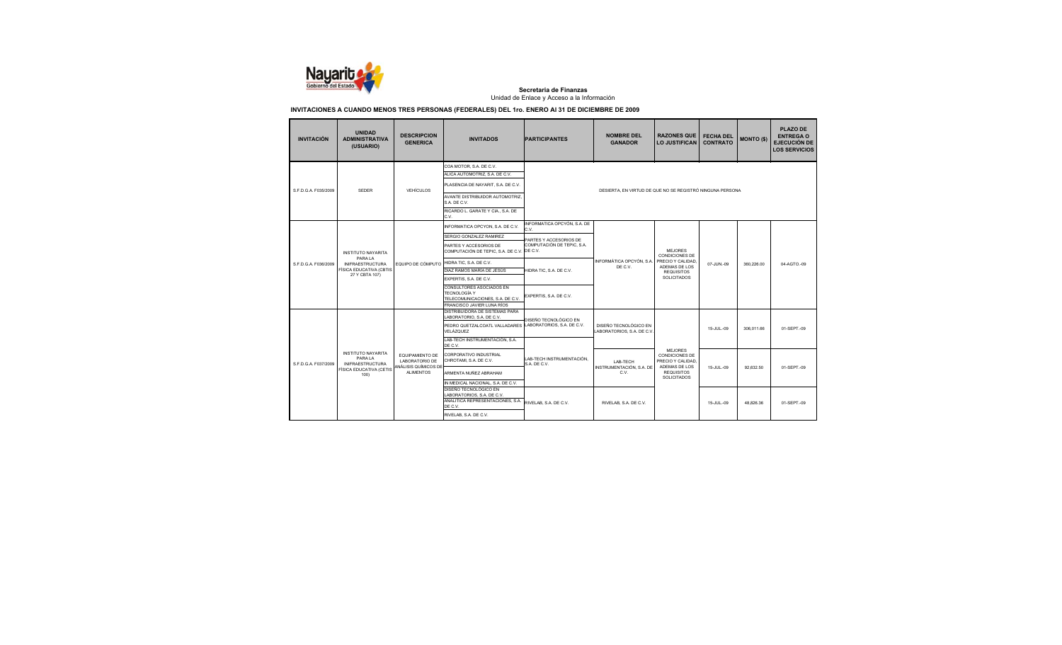**Secretaría de Finanzas**
Unidad de Enlace y Acceso a la Información

**INVITACIONES A CUANDO MENOS TRES PERSONAS (FEDERALES) DEL 1ro. ENERO Al 31 DE DICIEMBRE DE 2009**

| INVITACIÓN | UNIDAD ADMINISTRATIVA (USUARIO) | DESCRIPCION GENERICA | INVITADOS | PARTICIPANTES | NOMBRE DEL GANADOR | RAZONES QUE LO JUSTIFICAN | FECHA DEL CONTRATO | MONTO ($) | PLAZO DE ENTREGA O EJECUCIÓN DE LOS SERVICIOS |
|---|---|---|---|---|---|---|---|---|---|
| S.F.D.G.A. F035/2009 | SEDER | VEHÍCULOS | COA MOTOR, S.A. DE C.V.<br>ALICA AUTOMOTRIZ, S.A. DE C.V.<br>PLASENCIA DE NAYARIT, S.A. DE C.V.<br>AVANTE DISTRIBUIDOR AUTOMOTRIZ, S.A. DE C.V.<br>RICARDO L. GARATE Y CIA., S.A. DE C.V. | DESIERTA, EN VIRTUD DE QUE NO SE REGISTRÓ NINGUNA PERSONA | | | | | |
| S.F.D.G.A. F036/2009 | INSTITUTO NAYARITA PARA LA INFRAESTRUCTURA FÍSICA EDUCATIVA (CBTIS 27 Y CBTA 107) | EQUIPO DE CÓMPUTO | INFORMATICA OPCYON, S.A. DE C.V.<br>SERGIO GONZALEZ RAMIREZ<br>PARTES Y ACCESORIOS DE COMPUTACIÓN DE TEPIC, S.A. DE C.V.<br>HIDRA TIC, S.A. DE C.V.<br>DIAZ RAMOS MARÍA DE JESÚS<br>EXPERTIS, S.A. DE C.V.<br>CONSULTORES ASOCIADOS EN TECNOLOGÍA Y TELECOMUNICACIONES, S.A. DE C.V.<br>FRANCISCO JAVIER LUNA RÍOS | INFORMATICA OPCYÓN, S.A. DE C.V.<br>PARTES Y ACCESORIOS DE COMPUTACIÓN DE TEPIC, S.A. DE C.V.<br>HIDRA TIC, S.A. DE C.V.<br>EXPERTIS, S.A. DE C.V. | INFORMATICA OPCYÓN, S.A. DE C.V. | MEJORES CONDICIONES DE PRECIO Y CALIDAD, ADEMAS DE LOS REQUISITOS SOLICITADOS | 07-JUN.-09 | 360,226.00 | 04-AGTO.-09 |
| S.F.D.G.A. F037/2009 | INSTITUTO NAYARITA PARA LA INFRAESTRUCTURA FÍSICA EDUCATIVA (CETIS 100) | EQUIPAMIENTO DE LABORATORIO DE ANÁLISIS QUÍMICOS DE ALIMENTOS | DISTRIBUIDORA DE SISTEMAS PARA LABORATORIO, S.A. DE C.V.<br>PEDRO QUETZALCOATL VALLADARES VELÁZQUEZ<br>LAB-TECH INSTRUMENTACIÓN, S.A. DE C.V. | DISEÑO TECNOLÓGICO EN LABORATORIOS, S.A. DE C.V. | DISEÑO TECNOLÓGICO EN LABORATORIOS, S.A. DE C.V. | MEJORES CONDICIONES DE PRECIO Y CALIDAD, ADEMAS DE LOS REQUISITOS SOLICITADOS | 15-JUL.-09 | 306,011.86 | 01-SEPT.-09 |
| | | | CORPORATIVO INDUSTRIAL CHROTAMI, S.A. DE C.V.<br>ARMENTA NUÑEZ ABRAHAM<br>IN MEDICAL NACIONAL, S.A. DE C.V. | LAB-TECH INSTRUMENTACIÓN, S.A. DE C.V. | LAB-TECH INSTRUMENTACIÓN, S.A. DE C.V. | | 15-JUL.-09 | 92,632.50 | 01-SEPT.-09 |
| | | | DISEÑO TECNOLÓGICO EN LABORATORIOS, S.A. DE C.V.<br>ANALITICA REPRESENTACIONES, S.A. DE C.V.<br>RIVELAB, S.A. DE C.V. | RIVELAB, S.A. DE C.V. | RIVELAB, S.A. DE C.V. | | 15-JUL.-09 | 48,826.36 | 01-SEPT.-09 |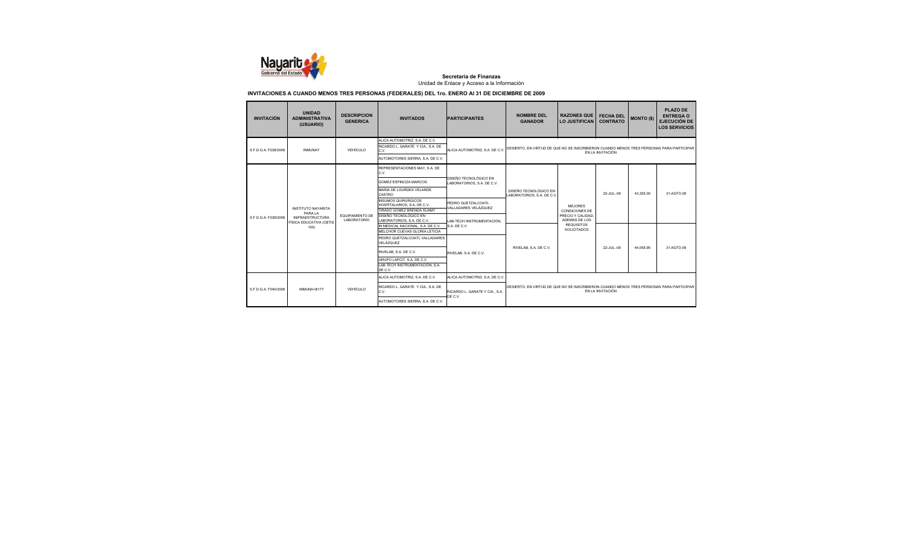**Secretaría de Finanzas**

Unidad de Enlace y Acceso a la Información

**INVITACIONES A CUANDO MENOS TRES PERSONAS (FEDERALES) DEL 1ro. ENERO Al 31 DE DICIEMBRE DE 2009**

| INVITACIÓN | UNIDAD ADMINISTRATIVA (USUARIO) | DESCRIPCION GENERICA | INVITADOS | PARTICIPANTES | NOMBRE DEL GANADOR | RAZONES QUE LO JUSTIFICAN | FECHA DEL CONTRATO | MONTO ($) | PLAZO DE ENTREGA O EJECUCIÓN DE LOS SERVICIOS |
|---|---|---|---|---|---|---|---|---|---|
| S.F.D.G.A. F038/2009 | INMUNAY | VEHÍCULO | ALICA AUTOMOTRIZ, S.A. DE C.V.<br>RICARDO L. GARATE Y CIA., S.A. DE C.V.<br>AUTOMOTORES SIERRA, S.A. DE C.V. | ALICA AUTOMOTRIZ, S.A. DE C.V. | DESIERTO, EN VIRTUD DE QUE NO SE INSCRIBIERON CUANDO MENOS TRES PERSONAS PARA PARTICIPAR EN LA INVITACIÓN | | | | |
| S.F.D.G.A. F039/2009 | INSTITUTO NAYARITA PARA LA INFRAESTRUCTURA FÍSICA EDUCATIVA (CBTIS 100) | EQUIPAMIENTO DE LABORATORIO | REPRESENTACIONES MAY, S.A. DE C.V.<br>GOMEZ ESPINOZA MARCOS<br>MARIA DE LOURDES VELARDE CASTRO<br>INSUMOS QUIRURGICOS HOSPITALARIOS, S.A. DE C.V.<br>TIRADO GOMEZ BRENDA SUAMY<br>DISEÑO TECNOLOGICO EN LABORATORIOS, S.A. DE C.V.<br>IN MEDICAL NACIONAL, S.A. DE C.V.<br>MELCHOR CUEVAS GLORIA LETICIA<br>PEDRO QUETZALCOATL VALLADARES VELÁZQUEZ<br>RIVELAB, S.A. DE C.V.<br>GRUPO LAPCIT, S.A. DE C.V.<br>LAB-TECH INSTRUMENTACIÓN, S.A. DE C.V. | DISEÑO TECNOLÓGICO EN LABORATORIOS, S.A. DE C.V.<br>PEDRO QUETZALCOATL VALLADARES VELÁZQUEZ<br>LAB-TECH INSTRUMENTACIÓN, S.A. DE C.V.<br>RIVELAB, S.A. DE C.V. | DISEÑO TECNOLÓGICO EN LABORATORIOS, S.A. DE C.V. | MEJORES CONDICIONES DE PRECIO Y CALIDAD, ADEMAS DE LOS REQUISITOS SOLICITADOS | 22-JUL.-09 | 43,355.00 | 31-AGTO.09 |
| | | | | | RIVELAB, S.A. DE C.V. | | 22-JUL.-09 | 44,055.95 | 31-AGTO.09 |
| S.F.D.G.A. F040/2009 | INMUNA+B17Y | VEHÍCULO | ALICA AUTOMOTRIZ, S.A. DE C.V.<br>RICARDO L. GARATE Y CIA., S.A. DE C.V.<br>AUTOMOTORES SIERRA, S.A. DE C.V. | ALICA AUTOMOTRIZ, S.A. DE C.V.<br>RICARDO L. GARATE Y CIA., S.A. DE C.V. | DESIERTO, EN VIRTUD DE QUE NO SE INSCRIBIERON CUANDO MENOS TRES PERSONAS PARA PARTICIPAR EN LA INVITACIÓN | | | | |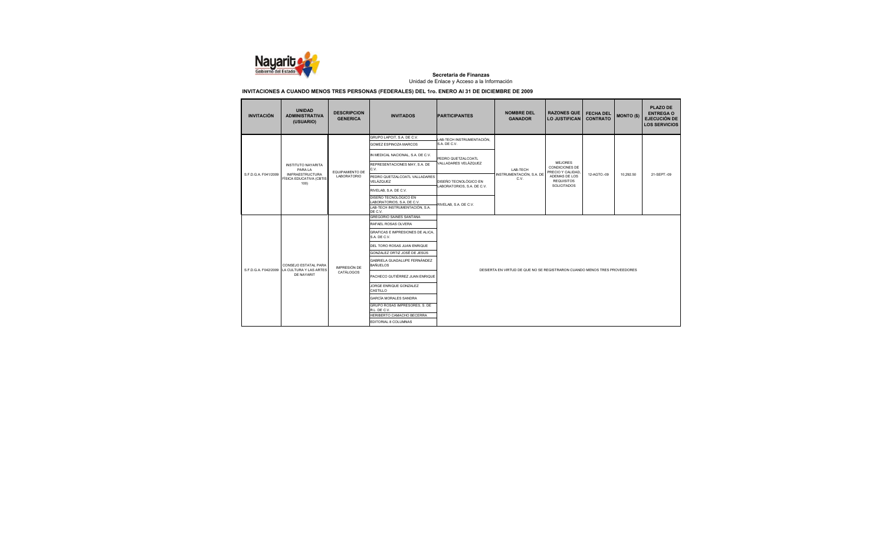**Secretaría de Finanzas**

Unidad de Enlace y Acceso a la Información

## INVITACIONES A CUANDO MENOS TRES PERSONAS (FEDERALES) DEL 1ro. ENERO Al 31 DE DICIEMBRE DE 2009

| INVITACIÓN | UNIDAD ADMINISTRATIVA (USUARIO) | DESCRIPCION GENERICA | INVITADOS | PARTICIPANTES | NOMBRE DEL GANADOR | RAZONES QUE LO JUSTIFICAN | FECHA DEL CONTRATO | MONTO ($) | PLAZO DE ENTREGA O EJECUCIÓN DE LOS SERVICIOS |
|---|---|---|---|---|---|---|---|---|---|
| S.F.D.G.A. F041/2009 | INSTITUTO NAYARITA PARA LA INFRAESTRUCTURA FÍSICA EDUCATIVA (CBTIS 100) | EQUIPAMIENTO DE LABORATORIO | GRUPO LAPCIT, S.A. DE C.V.<br>GOMEZ ESPINOZA MARCOS<br>IN MEDICAL NACIONAL, S.A. DE C.V.<br>REPRESENTACIONES MAY, S.A. DE C.V.<br>PEDRO QUETZALCOATL VALLADARES VELÁZQUEZ<br>RIVELAB, S.A. DE C.V.<br>DISEÑO TECNOLÓGICO EN LABORATORIOS, S.A. DE C.V.<br>LAB-TECH INSTRUMENTACIÓN, S.A. DE C.V. | LAB-TECH INSTRUMENTACIÓN, S.A. DE C.V.<br>PEDRO QUETZALCOATL VALLADARES VELÁZQUEZ<br>DISEÑO TECNOLÓGICO EN LABORATORIOS, S.A. DE C.V.<br>RIVELAB, S.A. DE C.V. | LAB-TECH INSTRUMENTACIÓN, S.A. DE C.V. | MEJORES CONDICIONES DE PRECIO Y CALIDAD, ADEMAS DE LOS REQUISITOS SOLICITADOS | 12-AGTO.-09 | 10,292.50 | 21-SEPT.-09 |
| S.F.D.G.A. F042/2009 | CONSEJO ESTATAL PARA LA CULTURA Y LAS ARTES DE NAYARIT | IMPRESIÓN DE CATÁLOGOS | GREGORIO SAINES SANTANA<br>RAFAEL ROSAS OLVERA<br>GRAFICAS E IMPRESIONES DE ALICA, S.A. DE C.V.<br>DEL TORO ROSAS JUAN ENRIQUE<br>GONZALEZ ORTIZ JOSÉ DE JESUS<br>GABRIELA GUADALUPE FERNÁNDEZ BAÑUELOS<br>PACHECO GUTIÉRREZ JUAN ENRIQUE<br>JORGE ENRIQUE GONZALEZ CASTILLO<br>GARCÍA MORALES SANDRA<br>GRUPO ROSAS IMPRESORES, S. DE R.L. DE C.V.<br>HERIBERTO CAMACHO BECERRA<br>EDITORIAL 8 COLUMNAS | DESIERTA EN VIRTUD DE QUE NO SE REGISTRARON CUANDO MENOS TRES PROVEEDORES | | | | | |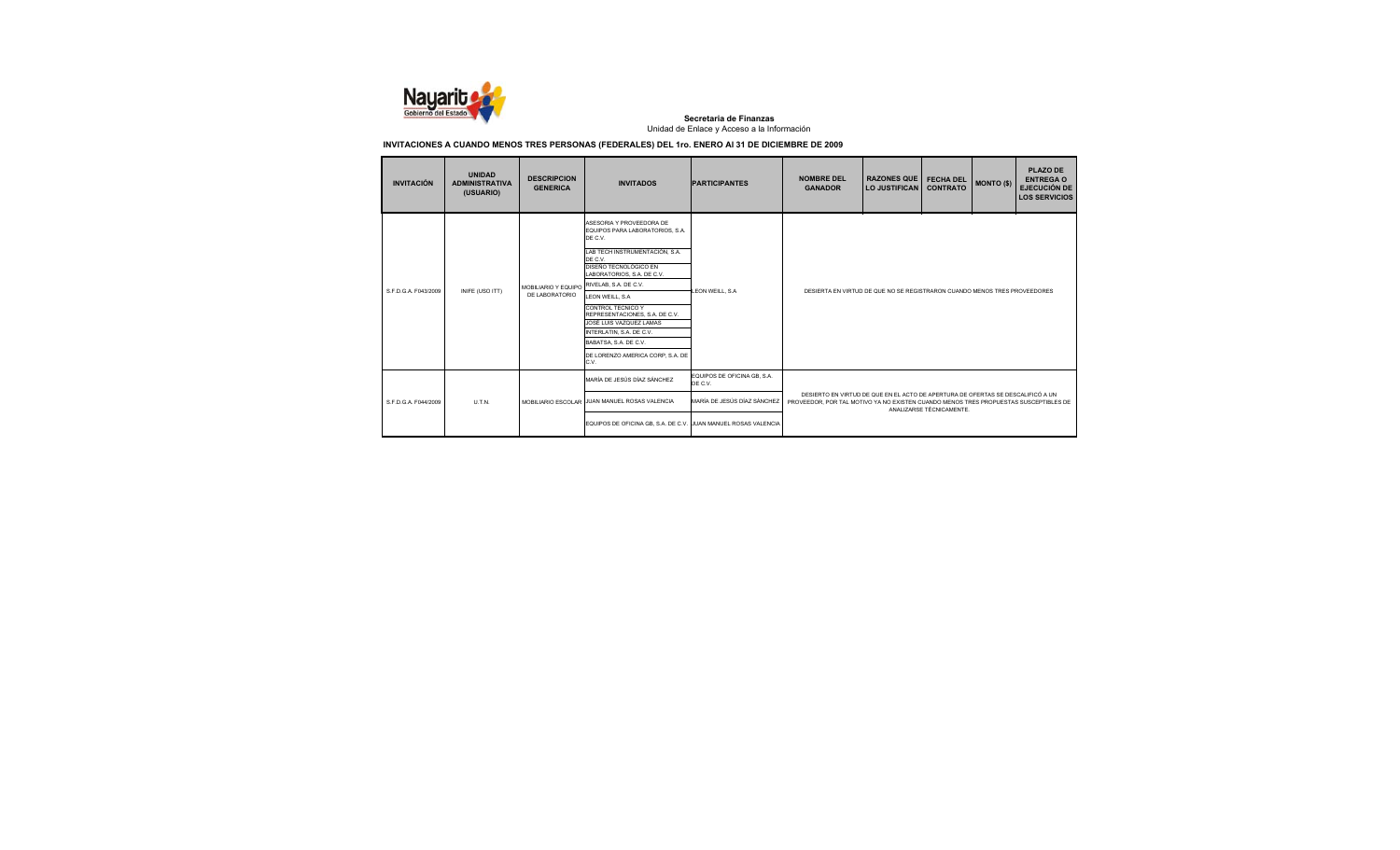**Secretaria de Finanzas**
Unidad de Enlace y Acceso a la Información

**INVITACIONES A CUANDO MENOS TRES PERSONAS (FEDERALES) DEL 1ro. ENERO Al 31 DE DICIEMBRE DE 2009**

| INVITACIÓN | UNIDAD ADMINISTRATIVA (USUARIO) | DESCRIPCION GENERICA | INVITADOS | PARTICIPANTES | NOMBRE DEL GANADOR | RAZONES QUE LO JUSTIFICAN | FECHA DEL CONTRATO | MONTO ($) | PLAZO DE ENTREGA O EJECUCIÓN DE LOS SERVICIOS |
|---|---|---|---|---|---|---|---|---|---|
| S.F.D.G.A. F043/2009 | INIFE (USO ITT) | MOBILIARIO Y EQUIPO DE LABORATORIO | ASESORIA Y PROVEEDORA DE EQUIPOS PARA LABORATORIOS, S.A. DE C.V. | LEON WEILL, S.A | DESIERTA EN VIRTUD DE QUE NO SE REGISTRARON CUANDO MENOS TRES PROVEEDORES | | | | |
| | | | LAB TECH INSTRUMENTACIÓN, S.A. DE C.V. | | | | | | |
| | | | DISEÑO TECNOLÓGICO EN LABORATORIOS, S.A. DE C.V. | | | | | | |
| | | | RIVELAB, S.A. DE C.V. | | | | | | |
| | | | LEON WEILL, S.A | | | | | | |
| | | | CONTROL TÉCNICO Y REPRESENTACIONES, S.A. DE C.V. | | | | | | |
| | | | JOSÉ LUIS VAZQUEZ LAMAS | | | | | | |
| | | | INTERLATIN, S.A. DE C.V. | | | | | | |
| | | | BABATSA, S.A. DE C.V. | | | | | | |
| | | | DE LORENZO AMERICA CORP, S.A. DE C.V. | | | | | | |
| S.F.D.G.A. F044/2009 | U.T.N. | MOBILIARIO ESCOLAR | MARÍA DE JESÚS DÍAZ SÁNCHEZ | EQUIPOS DE OFICINA GB, S.A. DE C.V. | DESIERTO EN VIRTUD DE QUE EN EL ACTO DE APERTURA DE OFERTAS SE DESCALIFICÓ A UN PROVEEDOR, POR TAL MOTIVO YA NO EXISTEN CUANDO MENOS TRES PROPUESTAS SUSCEPTIBLES DE ANALIZARSE TÉCNICAMENTE. | | | | |
| | | | JUAN MANUEL ROSAS VALENCIA | MARÍA DE JESÚS DÍAZ SÁNCHEZ | | | | | |
| | | | EQUIPOS DE OFICINA GB, S.A. DE C.V. | JUAN MANUEL ROSAS VALENCIA | | | | | |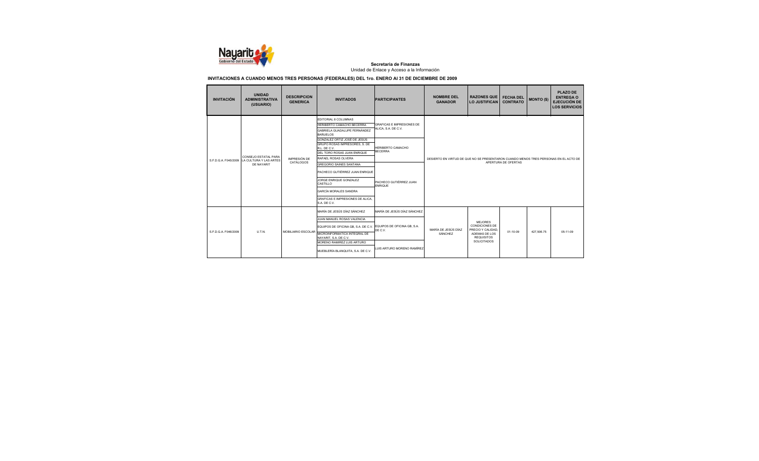**Secretaría de Finanzas**

Unidad de Enlace y Acceso a la Información

## INVITACIONES A CUANDO MENOS TRES PERSONAS (FEDERALES) DEL 1ro. ENERO Al 31 DE DICIEMBRE DE 2009

| INVITACIÓN | UNIDAD ADMINISTRATIVA (USUARIO) | DESCRIPCION GENERICA | INVITADOS | PARTICIPANTES | NOMBRE DEL GANADOR | RAZONES QUE LO JUSTIFICAN | FECHA DEL CONTRATO | MONTO ($) | PLAZO DE ENTREGA O EJECUCIÓN DE LOS SERVICIOS |
|---|---|---|---|---|---|---|---|---|---|
| S.F.D.G.A. F045/2009 | CONSEJO ESTATAL PARA LA CULTURA Y LAS ARTES DE NAYARIT | IMPRESIÓN DE CATÁLOGOS | EDITORIAL 8 COLUMNAS; HERIBERTO CAMACHO BECERRA; GABRIELA GUADALUPE FERNÁNDEZ BAÑUELOS; GONZALEZ ORTIZ JOSÉ DE JESUS; GRUPO ROSAS IMPRESORES, S. DE R.L. DE C.V.; DEL TORO ROSAS JUAN ENRIQUE; RAFAEL ROSAS OLVERA; GREGORIO SAINES SANTANA; PACHECO GUTIÉRREZ JUAN ENRIQUE; JORGE ENRIQUE GONZALEZ CASTILLO; GARCÍA MORALES SANDRA; GRAFICAS E IMPRESIONES DE ALICA, S.A. DE C.V. | GRAFICAS E IMPRESIONES DE ALICA, S.A. DE C.V.; HERIBERTO CAMACHO BECERRA; PACHECO GUTIÉRREZ JUAN ENRIQUE | DESIERTO EN VIRTUD DE QUE NO SE PRESENTARON CUANDO MENOS TRES PERSONAS EN EL ACTO DE APERTURA DE OFERTAS | | | | |
| S.F.D.G.A. F046/2009 | U.T.N. | MOBILIARIO ESCOLAR | MARÍA DE JESÚS DÍAZ SÁNCHEZ; JUAN MANUEL ROSAS VALENCIA; EQUIPOS DE OFICINA GB, S.A. DE C.V.; MICROINFORMATICA INTEGRAL DE NAYARIT, S.A. DE C.V.; MORENO RAMIREZ LUIS ARTURO; MUEBLERÍA BLANQUITA, S.A. DE C.V. | MARÍA DE JESÚS DÍAZ SÁNCHEZ; EQUIPOS DE OFICINA GB, S.A. DE C.V.; LUIS ARTURO MORENO RAMÍREZ | MARÍA DE JESÚS DÍAZ SÁNCHEZ | MEJORES CONDICIONES DE PRECIO Y CALIDAD, ADEMAS DE LOS REQUISITOS SOLICITADOS | 01-10-09 | 427,506.75 | 05-11-09 |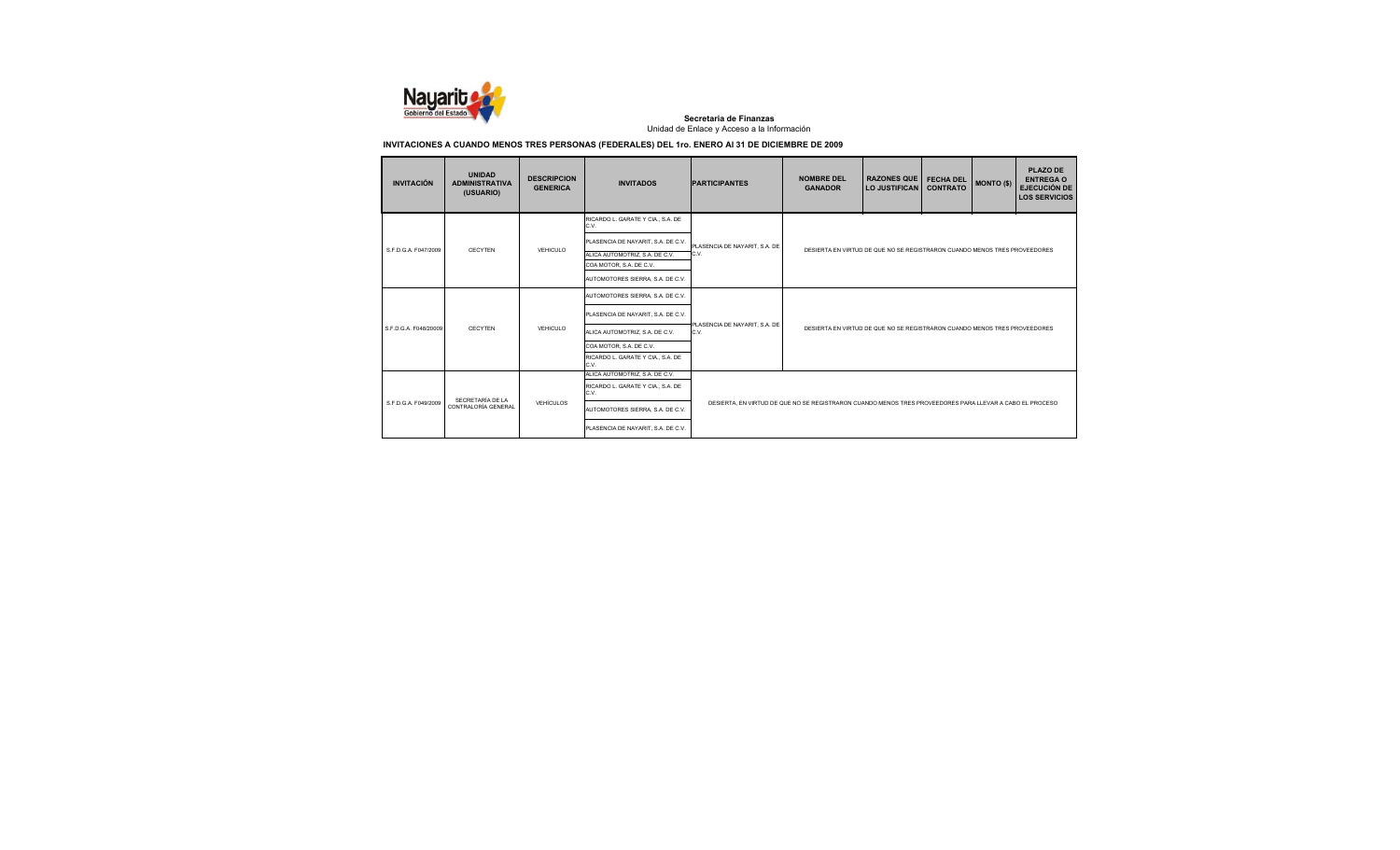**Secretaría de Finanzas**
Unidad de Enlace y Acceso a la Información

**INVITACIONES A CUANDO MENOS TRES PERSONAS (FEDERALES) DEL 1ro. ENERO Al 31 DE DICIEMBRE DE 2009**

| INVITACIÓN | UNIDAD ADMINISTRATIVA (USUARIO) | DESCRIPCION GENERICA | INVITADOS | PARTICIPANTES | NOMBRE DEL GANADOR | RAZONES QUE LO JUSTIFICAN | FECHA DEL CONTRATO | MONTO ($) | PLAZO DE ENTREGA O EJECUCIÓN DE LOS SERVICIOS |
|---|---|---|---|---|---|---|---|---|---|
| S.F.D.G.A. F047/2009 | CECYTEN | VEHICULO | RICARDO L. GARATE Y CIA., S.A. DE C.V.<br>PLASENCIA DE NAYARIT, S.A. DE C.V.<br>ALICA AUTOMOTRIZ, S.A. DE C.V.<br>COA MOTOR, S.A. DE C.V.<br>AUTOMOTORES SIERRA, S.A. DE C.V. | PLASENCIA DE NAYARIT, S.A. DE C.V. | DESIERTA EN VIRTUD DE QUE NO SE REGISTRARON CUANDO MENOS TRES PROVEEDORES | | | | |
| S.F.D.G.A. F048/20009 | CECYTEN | VEHICULO | AUTOMOTORES SIERRA, S.A. DE C.V.<br>PLASENCIA DE NAYARIT, S.A. DE C.V.<br>ALICA AUTOMOTRIZ, S.A. DE C.V.<br>COA MOTOR, S.A. DE C.V.<br>RICARDO L. GARATE Y CIA., S.A. DE C.V. | PLASENCIA DE NAYARIT, S.A. DE C.V. | DESIERTA EN VIRTUD DE QUE NO SE REGISTRARON CUANDO MENOS TRES PROVEEDORES | | | | |
| S.F.D.G.A. F049/2009 | SECRETARÍA DE LA CONTRALORÍA GENERAL | VEHÍCULOS | ALICA AUTOMOTRIZ, S.A. DE C.V.<br>RICARDO L. GARATE Y CIA., S.A. DE C.V.<br>AUTOMOTORES SIERRA, S.A. DE C.V.<br>PLASENCIA DE NAYARIT, S.A. DE C.V. | DESIERTA, EN VIRTUD DE QUE NO SE REGISTRARON CUANDO MENOS TRES PROVEEDORES PARA LLEVAR A CABO EL PROCESO | | | | | |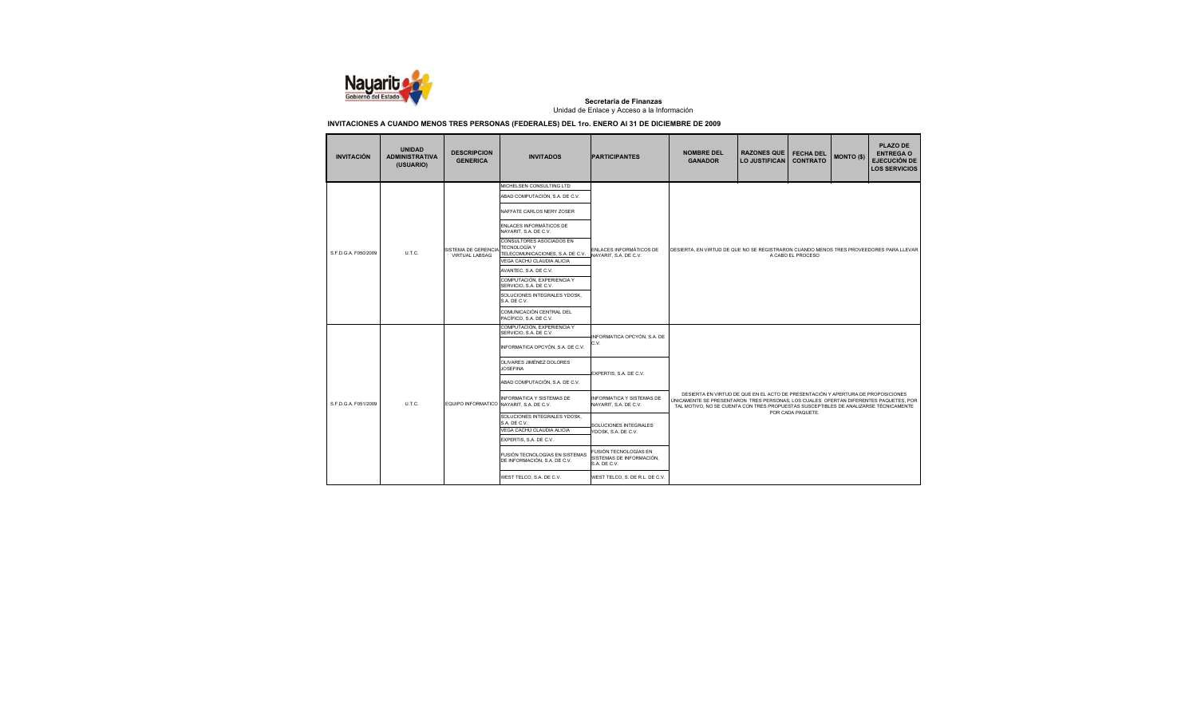**Secretaria de Finanzas**
Unidad de Enlace y Acceso a la Información

**INVITACIONES A CUANDO MENOS TRES PERSONAS (FEDERALES) DEL 1ro. ENERO Al 31 DE DICIEMBRE DE 2009**

| INVITACIÓN | UNIDAD ADMINISTRATIVA (USUARIO) | DESCRIPCION GENERICA | INVITADOS | PARTICIPANTES | NOMBRE DEL GANADOR | RAZONES QUE LO JUSTIFICAN | FECHA DEL CONTRATO | MONTO ($) | PLAZO DE ENTREGA O EJECUCIÓN DE LOS SERVICIOS |
|---|---|---|---|---|---|---|---|---|---|
| S.F.D.G.A. F050/2009 | U.T.C. | SISTEMA DE GERENCIA VIRTUAL LABSAG | MICHELSEN CONSULTING LTD<br>ABAD COMPUTACIÓN, S.A. DE C.V.<br>NAFFATE CARLOS NERY ZOSER<br>ENLACES INFORMÁTICOS DE NAYARIT, S.A. DE C.V.<br>CONSULTORES ASOCIADOS EN TECNOLOGÍA Y TELECOMUNICACIONES, S.A. DE C.V.<br>VEGA CACHÚ CLAUDIA ALICIA<br>AVANTEC, S.A. DE C.V.<br>COMPUTACIÓN, EXPERIENCIA Y SERVICIO, S.A. DE C.V.<br>SOLUCIONES INTEGRALES YDOSK, S.A. DE C.V.<br>COMUNICACIÓN CENTRAL DEL PACÍFICO, S.A. DE C.V. | ENLACES INFORMÁTICOS DE NAYARIT, S.A. DE C.V. | DESIERTA, EN VIRTUD DE QUE NO SE REGISTRARON CUANDO MENOS TRES PROVEEDORES PARA LLEVAR A CABO EL PROCESO | | | | |
| S.F.D.G.A. F051/2009 | U.T.C. | EQUIPO INFORMATICO | COMPUTACIÓN, EXPERIENCIA Y SERVICIO, S.A. DE C.V.<br>INFORMATICA OPCYÓN, S.A. DE C.V.<br>OLIVARES JIMÉNEZ DOLORES JOSEFINA<br>ABAD COMPUTACIÓN, S.A. DE C.V.<br>INFORMATICA Y SISTEMAS DE NAYARIT, S.A. DE C.V.<br>SOLUCIONES INTEGRALES YDOSK, S.A. DE C.V.<br>VEGA CACHÚ CLAUDIA ALICIA<br>EXPERTIS, S.A. DE C.V.<br>FUSIÓN TECNOLOGÍAS EN SISTEMAS DE INFORMACIÓN, S.A. DE C.V.<br>WEST TELCO, S.A. DE C.V. | INFORMATICA OPCYÓN, S.A. DE C.V.<br>EXPERTIS, S.A. DE C.V.<br>INFORMATICA Y SISTEMAS DE NAYARIT, S.A. DE C.V.<br>SOLUCIONES INTEGRALES YDOSK, S.A. DE C.V.<br>FUSIÓN TECNOLOGÍAS EN SISTEMAS DE INFORMACIÓN, S.A. DE C.V.<br>WEST TELCO, S. DE R.L. DE C.V. | DESIERTA EN VIRTUD DE QUE EN EL ACTO DE PRESENTACIÓN Y APERTURA DE PROPOSICIONES ÚNICAMENTE SE PRESENTARON TRES PERSONAS, LOS CUALES OFERTAN DIFERENTES PAQUETES, POR TAL MOTIVO, NO SE CUENTA CON TRES PROPUESTAS SUSCEPTIBLES DE ANALIZARSE TÉCNICAMENTE POR CADA PAQUETE. | | | | |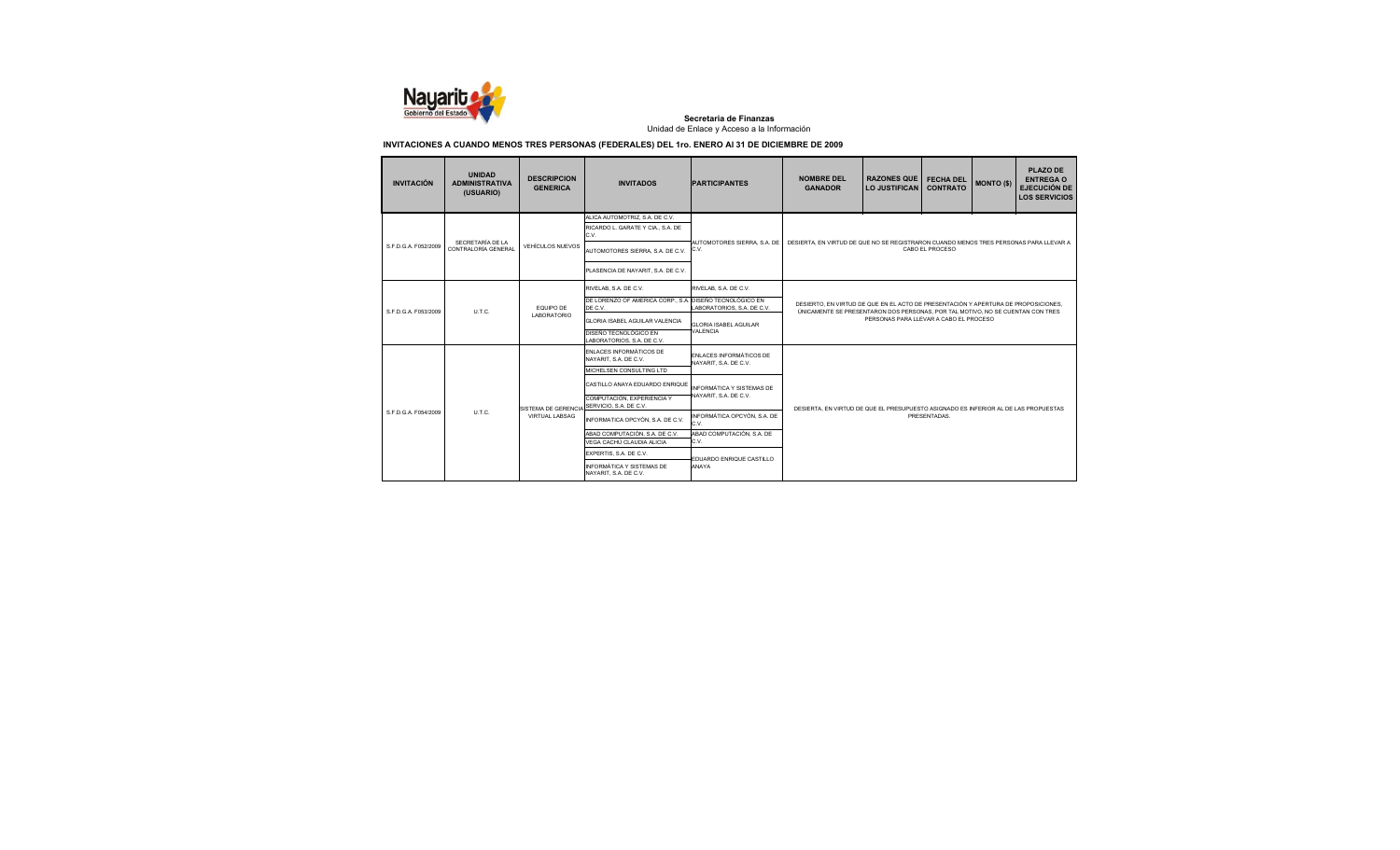**Secretaría de Finanzas**

Unidad de Enlace y Acceso a la Información

**INVITACIONES A CUANDO MENOS TRES PERSONAS (FEDERALES) DEL 1ro. ENERO Al 31 DE DICIEMBRE DE 2009**

| INVITACIÓN | UNIDAD ADMINISTRATIVA (USUARIO) | DESCRIPCION GENERICA | INVITADOS | PARTICIPANTES | NOMBRE DEL GANADOR | RAZONES QUE LO JUSTIFICAN | FECHA DEL CONTRATO | MONTO ($) | PLAZO DE ENTREGA O EJECUCIÓN DE LOS SERVICIOS |
|---|---|---|---|---|---|---|---|---|---|
| S.F.D.G.A. F052/2009 | SECRETARÍA DE LA CONTRALORÍA GENERAL | VEHÍCULOS NUEVOS | ALICA AUTOMOTRIZ, S.A. DE C.V.<br>RICARDO L. GARATE Y CIA., S.A. DE C.V.<br>AUTOMOTORES SIERRA, S.A. DE C.V.<br>PLASENCIA DE NAYARIT, S.A. DE C.V. | AUTOMOTORES SIERRA, S.A. DE C.V. | DESIERTA, EN VIRTUD DE QUE NO SE REGISTRARON CUANDO MENOS TRES PERSONAS PARA LLEVAR A CABO EL PROCESO | | | | |
| S.F.D.G.A. F053/2009 | U.T.C. | EQUIPO DE LABORATORIO | RIVELAB, S.A. DE C.V.<br>DE LORENZO OF AMERICA CORP., S.A. DE C.V.<br>GLORIA ISABEL AGUILAR VALENCIA<br>DISEÑO TECNOLÓGICO EN LABORATORIOS, S.A. DE C.V. | RIVELAB, S.A. DE C.V.<br>DISEÑO TECNOLÓGICO EN LABORATORIOS, S.A. DE C.V.<br>GLORIA ISABEL AGUILAR VALENCIA | DESIERTO, EN VIRTUD DE QUE EN EL ACTO DE PRESENTACIÓN Y APERTURA DE PROPOSICIONES, ÚNICAMENTE SE PRESENTARON DOS PERSONAS, POR TAL MOTIVO, NO SE CUENTAN CON TRES PERSONAS PARA LLEVAR A CABO EL PROCESO | | | | |
| S.F.D.G.A. F054/2009 | U.T.C. | SISTEMA DE GERENCIA VIRTUAL LABSAG | ENLACES INFORMÁTICOS DE NAYARIT, S.A. DE C.V.<br>MICHELSEN CONSULTING LTD<br>CASTILLO ANAYA EDUARDO ENRIQUE<br>COMPUTACIÓN, EXPERIENCIA Y SERVICIO, S.A. DE C.V.<br>INFORMATICA OPCYÓN, S.A. DE C.V.<br>ABAD COMPUTACIÓN, S.A. DE C.V.<br>VEGA CACHÚ CLAUDIA ALICIA<br>EXPERTIS, S.A. DE C.V.<br>INFORMÁTICA Y SISTEMAS DE NAYARIT, S.A. DE C.V. | ENLACES INFORMÁTICOS DE NAYARIT, S.A. DE C.V.<br>INFORMÁTICA Y SISTEMAS DE NAYARIT, S.A. DE C.V.<br>INFORMÁTICA OPCYÓN, S.A. DE C.V.<br>ABAD COMPUTACIÓN, S.A. DE C.V.<br>EDUARDO ENRIQUE CASTILLO ANAYA | DESIERTA, EN VIRTUD DE QUE EL PRESUPUESTO ASIGNADO ES INFERIOR AL DE LAS PROPUESTAS PRESENTADAS. | | | | |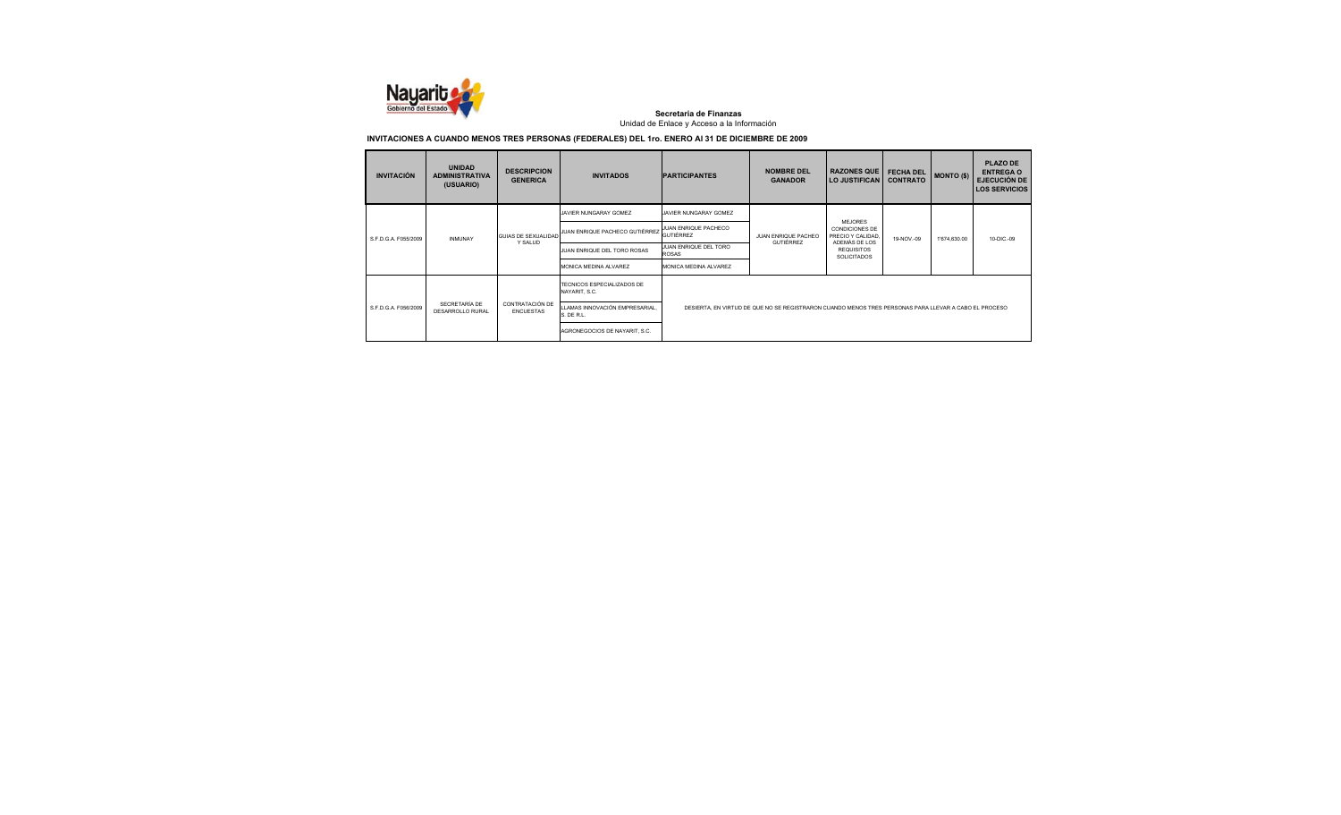**Secretaría de Finanzas**
Unidad de Enlace y Acceso a la Información

**INVITACIONES A CUANDO MENOS TRES PERSONAS (FEDERALES) DEL 1ro. ENERO AL 31 DE DICIEMBRE DE 2009**

| INVITACIÓN | UNIDAD ADMINISTRATIVA (USUARIO) | DESCRIPCION GENERICA | INVITADOS | PARTICIPANTES | NOMBRE DEL GANADOR | RAZONES QUE LO JUSTIFICAN | FECHA DEL CONTRATO | MONTO ($) | PLAZO DE ENTREGA O EJECUCIÓN DE LOS SERVICIOS |
|---|---|---|---|---|---|---|---|---|---|
| S.F.D.G.A. F055/2009 | INMUNAY | GUIAS DE SEXUALIDAD Y SALUD | JAVIER NUNGARAY GOMEZ | JAVIER NUNGARAY GOMEZ | JUAN ENRIQUE PACHEO GUTIÉRREZ | MEJORES CONDICIONES DE PRECIO Y CALIDAD, ADEMÁS DE LOS REQUISITOS SOLICITADOS | 19-NOV.-09 | 1'674,630.00 | 10-DIC.-09 |
| | | | JUAN ENRIQUE PACHECO GUTIÉRREZ | JUAN ENRIQUE PACHECO GUTIÉRREZ | | | | | |
| | | | JUAN ENRIQUE DEL TORO ROSAS | JUAN ENRIQUE DEL TORO ROSAS | | | | | |
| | | | MONICA MEDINA ALVAREZ | MONICA MEDINA ALVAREZ | | | | | |
| S.F.D.G.A. F056/2009 | SECRETARÍA DE DESARROLLO RURAL | CONTRATACIÓN DE ENCUESTAS | TECNICOS ESPECIALIZADOS DE NAYARIT, S.C. | DESIERTA, EN VIRTUD DE QUE NO SE REGISTRARON CUANDO MENOS TRES PERSONAS PARA LLEVAR A CABO EL PROCESO | | | | | |
| | | | LLAMAS INNOVACIÓN EMPRESARIAL, S. DE R.L. | | | | | | |
| | | | AGRONEGOCIOS DE NAYARIT, S.C. | | | | | | |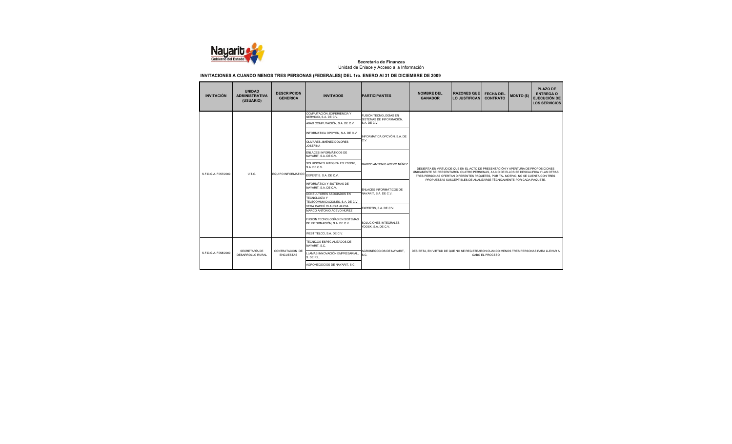**Secretaría de Finanzas**

Unidad de Enlace y Acceso a la Información

**INVITACIONES A CUANDO MENOS TRES PERSONAS (FEDERALES) DEL 1ro. ENERO Al 31 DE DICIEMBRE DE 2009**

| INVITACIÓN | UNIDAD ADMINISTRATIVA (USUARIO) | DESCRIPCION GENERICA | INVITADOS | PARTICIPANTES | NOMBRE DEL GANADOR | RAZONES QUE LO JUSTIFICAN | FECHA DEL CONTRATO | MONTO ($) | PLAZO DE ENTREGA O EJECUCIÓN DE LOS SERVICIOS |
|---|---|---|---|---|---|---|---|---|---|
| S.F.D.G.A. F057/2009 | U.T.C. | EQUIPO INFORMATICO | COMPUTACIÓN, EXPERIENCIA Y SERVICIO, S.A. DE C.V. | FUSIÓN TECNOLOGÍAS EN SISTEMAS DE INFORMACIÓN, S.A. DE C.V. | DESIERTA EN VIRTUD DE QUE EN EL ACTO DE PRESENTACIÓN Y APERTURA DE PROPOSICIONES ÚNICAMENTE SE PRESENTARON CUATRO PERSONAS, A UNO DE ELLOS SE DESCALIFICA Y LAS OTRAS TRES PERSONAS OFERTAN DIFERENTES PAQUETES, POR TAL MOTIVO, NO SE CUENTA CON TRES PROPUESTAS SUSCEPTIBLES DE ANALIZARSE TÉCNICAMENTE POR CADA PAQUETE. | | | | |
| | | | ABAD COMPUTACIÓN, S.A. DE C.V. | | | | | | |
| | | | INFORMATICA OPCYÓN, S.A. DE C.V. | INFORMÁTICA OPCYÓN, S.A. DE C.V. | | | | | |
| | | | OLIVARES JIMÉNEZ DOLORES JOSEFINA | | | | | | |
| | | | ENLACES INFORMÁTICOS DE NAYARIT, S.A. DE C.V. | MARCO ANTONIO ACEVO NÚÑEZ | | | | | |
| | | | SOLUCIONES INTEGRALES YDOSK, S.A. DE C.V. | | | | | | |
| | | | EXPERTIS, S.A. DE C.V. | | | | | | |
| | | | INFORMÁTICA Y SISTEMAS DE NAYARIT, S.A. DE C.V. | ENLACES INFORMÁTICOS DE NAYARIT, S.A. DE C.V. | | | | | |
| | | | CONSULTORES ASOCIADOS EN TECNOLOGÍA Y TELECOMUNICACIONES, S.A. DE C.V. | | | | | | |
| | | | VEGA CACHÚ CLAUDIA ALICIA | EXPERTIS, S.A. DE C.V. | | | | | |
| | | | MARCO ANTONIO ACEVO NÚÑEZ | | | | | | |
| | | | FUSIÓN TECNOLOGÍAS EN SISTEMAS DE INFORMACIÓN, S.A. DE C.V. | SOLUCIONES INTEGRALES YDOSK, S.A. DE C.V. | | | | | |
| | | | WEST TELCO, S.A. DE C.V. | | | | | | |
| S.F.D.G.A. F058/2009 | SECRETARÍA DE DESARROLLO RURAL | CONTRATACIÓN DE ENCUESTAS | TECNICOS ESPECIALIZADOS DE NAYARIT, S.C. | AGRONEGOCIOS DE NAYARIT, S.C. | DESIERTA, EN VIRTUD DE QUE NO SE REGISTRARON CUANDO MENOS TRES PERSONAS PARA LLEVAR A CABO EL PROCESO | | | | |
| | | | LLAMAS INNOVACIÓN EMPRESARIAL, S. DE R.L. | | | | | | |
| | | | AGRONEGOCIOS DE NAYARIT, S.C. | | | | | | |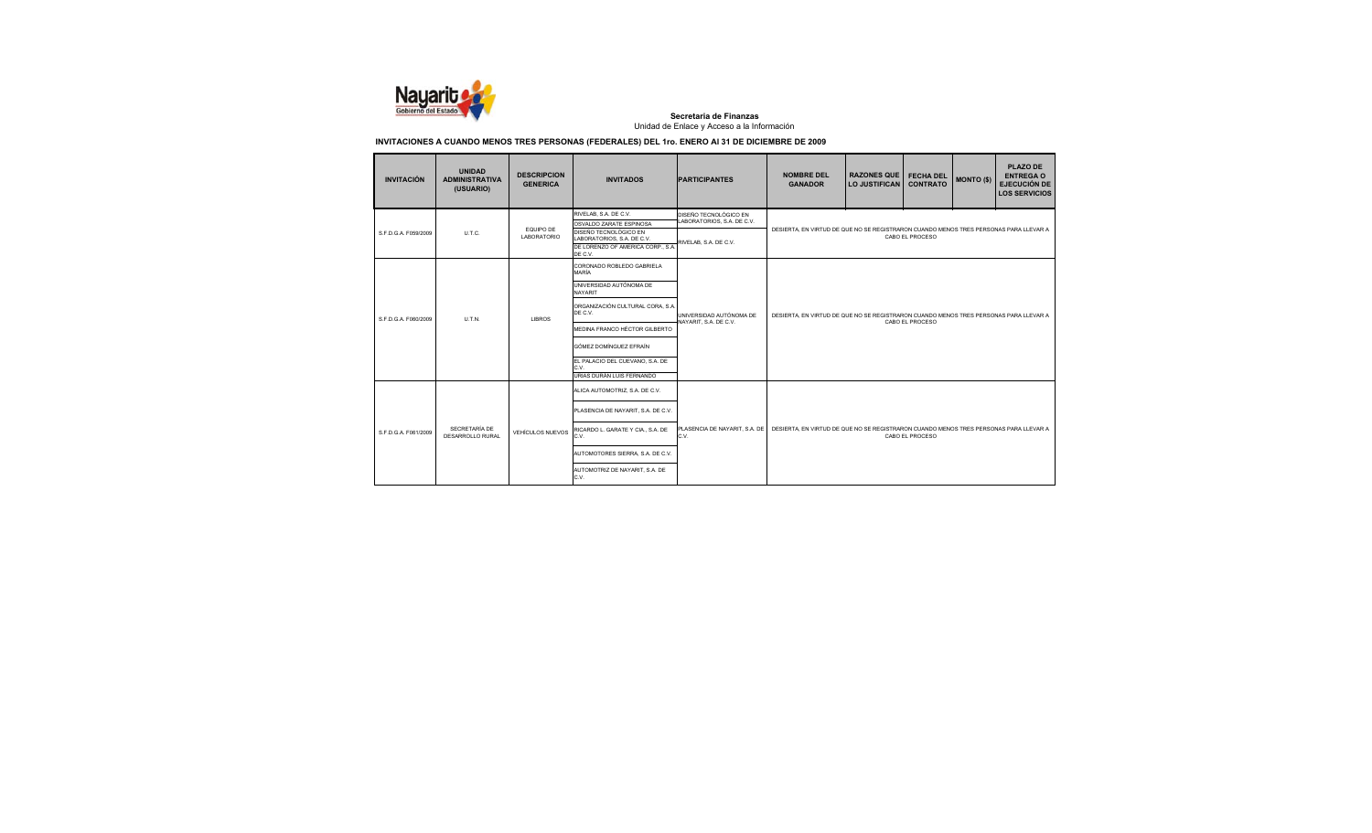**Secretaría de Finanzas**
Unidad de Enlace y Acceso a la Información

**INVITACIONES A CUANDO MENOS TRES PERSONAS (FEDERALES) DEL 1ro. ENERO Al 31 DE DICIEMBRE DE 2009**

| INVITACIÓN | UNIDAD ADMINISTRATIVA (USUARIO) | DESCRIPCION GENERICA | INVITADOS | PARTICIPANTES | NOMBRE DEL GANADOR | RAZONES QUE LO JUSTIFICAN | FECHA DEL CONTRATO | MONTO ($) | PLAZO DE ENTREGA O EJECUCIÓN DE LOS SERVICIOS |
|---|---|---|---|---|---|---|---|---|---|
| S.F.D.G.A. F059/2009 | U.T.C. | EQUIPO DE LABORATORIO | RIVELAB, S.A. DE C.V.<br>OSVALDO ZARATE ESPINOSA<br>DISEÑO TECNOLÓGICO EN LABORATORIOS, S.A. DE C.V.<br>DE LORENZO OF AMERICA CORP., S.A. DE C.V. | DISEÑO TECNOLÓGICO EN LABORATORIOS, S.A. DE C.V.<br>RIVELAB, S.A. DE C.V. | DESIERTA, EN VIRTUD DE QUE NO SE REGISTRARON CUANDO MENOS TRES PERSONAS PARA LLEVAR A CABO EL PROCESO | | | | |
| S.F.D.G.A. F060/2009 | U.T.N. | LIBROS | CORONADO ROBLEDO GABRIELA MARÍA<br>UNIVERSIDAD AUTÓNOMA DE NAYARIT<br>ORGANIZACIÓN CULTURAL CORA, S.A DE C.V.<br>MEDINA FRANCO HÉCTOR GILBERTO<br>GÓMEZ DOMÍNGUEZ EFRAÍN<br>EL PALACIO DEL CUEVANO, S.A. DE C.V.<br>URIAS DURAN LUIS FERNANDO | UNIVERSIDAD AUTÓNOMA DE NAYARIT, S.A. DE C.V. | DESIERTA, EN VIRTUD DE QUE NO SE REGISTRARON CUANDO MENOS TRES PERSONAS PARA LLEVAR A CABO EL PROCESO | | | | |
| S.F.D.G.A. F061/2009 | SECRETARÍA DE DESARROLLO RURAL | VEHÍCULOS NUEVOS | ALICA AUTOMOTRIZ, S.A. DE C.V.<br>PLASENCIA DE NAYARIT, S.A. DE C.V.<br>RICARDO L. GARATE Y CIA., S.A. DE C.V.<br>AUTOMOTORES SIERRA, S.A. DE C.V.<br>AUTOMOTRIZ DE NAYARIT, S.A. DE C.V. | PLASENCIA DE NAYARIT, S.A. DE C.V. | DESIERTA, EN VIRTUD DE QUE NO SE REGISTRARON CUANDO MENOS TRES PERSONAS PARA LLEVAR A CABO EL PROCESO | | | | |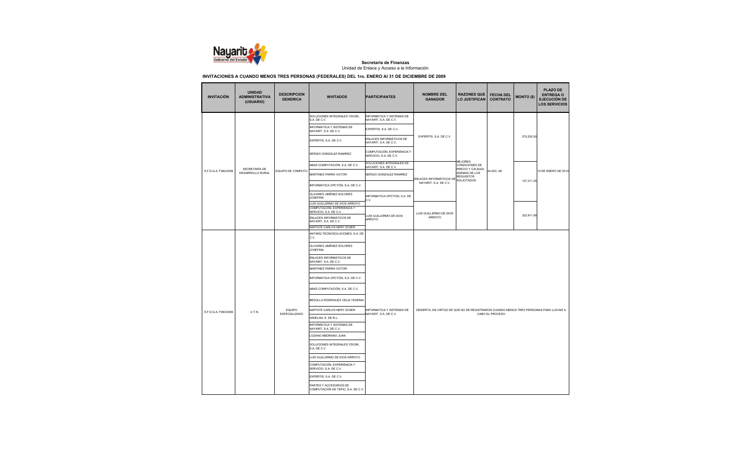**Secretaría de Finanzas**
Unidad de Enlace y Acceso a la Información

**INVITACIONES A CUANDO MENOS TRES PERSONAS (FEDERALES) DEL 1ro. ENERO Al 31 DE DICIEMBRE DE 2009**

| INVITACIÓN | UNIDAD ADMINISTRATIVA (USUARIO) | DESCRIPCION GENERICA | INVITADOS | PARTICIPANTES | NOMBRE DEL GANADOR | RAZONES QUE LO JUSTIFICAN | FECHA DEL CONTRATO | MONTO ($) | PLAZO DE ENTREGA O EJECUCIÓN DE LOS SERVICIOS |
|---|---|---|---|---|---|---|---|---|---|
| S.F.D.G.A. F062/2009 | SECRETARÍA DE DESARROLLO RURAL | EQUIPO DE CÓMPUTO | SOLUCIONES INTEGRALES YDOSK, S.A. DE C.V. | INFORMÁTICA Y SISTEMAS DE NAYARIT, S.A. DE C.V. | EXPERTIS, S.A. DE C.V. | MEJORES CONDICIONES DE PRECIO Y CALIDAD, ADEMAS DE LOS REQUISITOS SOLICITADOS | 24-DIC.-09 | 275,252.50 | 15 DE ENERO DE 2010 |
| | | | INFORMATICA Y SISTEMAS DE NAYARIT, S.A. DE C.V. | EXPERTIS, S.A. DE C.V. | | | | | |
| | | | EXPERTIS, S.A. DE C.V. | ENLACES INFORMÁTICOS DE NAYARIT, S.A. DE C.V. | | | | | |
| | | | SERGIO GONZALEZ RAMIREZ | COMPUTACIÓN, EXPERIENCIA Y SERVICIO, S.A. DE C.V. | | | | | |
| | | | ABAD COMPUTACIÓN, S.A. DE C.V. | SOLUCIONES INTEGRALES DE NAYARIT, S.A. DE C.V. | ENLACES INFORMÁTICOS DE NAYARIT, S.A. DE C.V. | | | 127,311.25 | |
| | | | MARTINEZ PARRA VICTOR | SERGIO GONZALEZ RAMIREZ | | | | | |
| | | | INFORMATICA OPCYÓN, S.A. DE C.V. | | | | | | |
| | | | OLIVARES JIMÉNEZ DOLORES JOSEFINA | INFORMATICA OPCYON, S.A. DE C.V. | | | | | |
| | | | LUIS GUILLERMO DE DIOS ARROYO | | LUIS GUILLERMO DE DIOS ARROYO | | | 322,911.98 | |
| | | | COMPUTACIÓN, EXPERIENCIA Y SERVICIO, S.A. DE C.V. | LUIS GUILLERMO DE DIOS ARROYO | | | | | |
| | | | ENLACES INFORMÁTICOS DE NAYARIT, S.A. DE C.V. | | | | | | |
| | | | NAFFATE CARLOS NERY ZOSER | | | | | | |
| S.F.D.G.A. F063/2009 | U.T.N. | EQUIPO ESPECIALIZADO | ANTARQ TECNOSOLUCIONES, S.A. DE C.V. | INFORMATICA Y SISTEMAS DE NAYARIT, S.A. DE C.V. | DESIERTA, EN VIRTUD DE QUE NO SE REGISTRARON CUANDO MENOS TRES PERSONAS PARA LLEVAR A CABO EL PROCESO | | | | |
| | | | OLIVARES JIMÉNEZ DOLORES JOSEFINA | | | | | | |
| | | | ENLACES INFORMÁTICOS DE NAYARIT, S.A. DE C.V. | | | | | | |
| | | | MARTINEZ PARRA VICTOR | | | | | | |
| | | | INFORMATICA OPCYÓN, S.A. DE C.V. | | | | | | |
| | | | ABAD COMPUTACIÓN, S.A. DE C.V. | | | | | | |
| | | | BEDOLLA RODRIGUEZ CELIA YESENIA | | | | | | |
| | | | NAFFATE CARLOS NERY ZOSER | | | | | | |
| | | | WIDELAN, S. DE R.L. | | | | | | |
| | | | INFORMATICA Y SISTEMAS DE NAYARIT, S.A. DE C.V. | | | | | | |
| | | | LOZANO MEDRANO JUAN | | | | | | |
| | | | SOLUCIONES INTEGRALES YDOSK, S.A. DE C.V. | | | | | | |
| | | | LUIS GUILLERMO DE DIOS ARROYO | | | | | | |
| | | | COMPUTACIÓN, EXPERIENCIA Y SERVICIO, S.A. DE C.V. | | | | | | |
| | | | EXPERTIS, S.A. DE C.V. | | | | | | |
| | | | PARTES Y ACCESORIOS DE COMPUTACIÓN DE TEPIC, S.A. DE C.V. | | | | | | |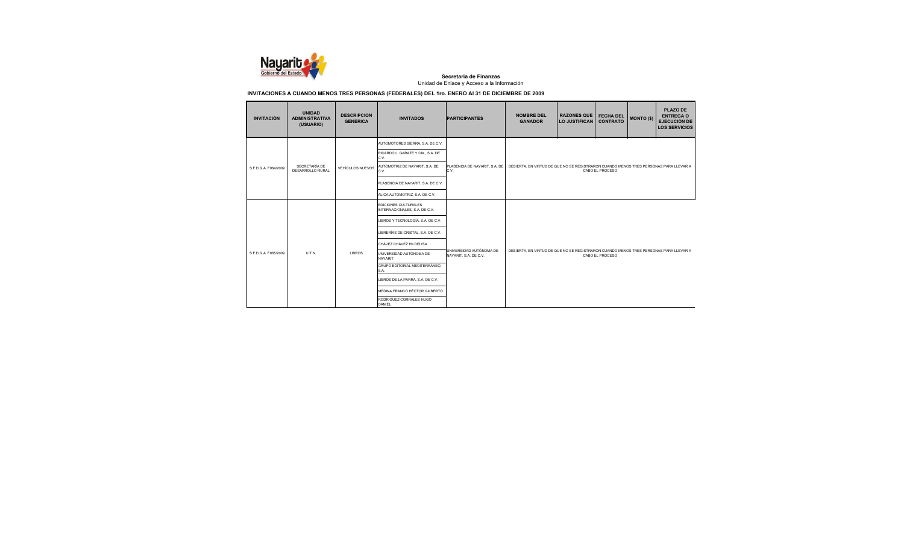**Secretaría de Finanzas**
Unidad de Enlace y Acceso a la Información

**INVITACIONES A CUANDO MENOS TRES PERSONAS (FEDERALES) DEL 1ro. ENERO Al 31 DE DICIEMBRE DE 2009**

| INVITACIÓN | UNIDAD ADMINISTRATIVA (USUARIO) | DESCRIPCION GENERICA | INVITADOS | PARTICIPANTES | NOMBRE DEL GANADOR | RAZONES QUE LO JUSTIFICAN | FECHA DEL CONTRATO | MONTO ($) | PLAZO DE ENTREGA O EJECUCIÓN DE LOS SERVICIOS |
|---|---|---|---|---|---|---|---|---|---|
| S.F.D.G.A. F064/2009 | SECRETARÍA DE DESARROLLO RURAL | VEHÍCULOS NUEVOS | AUTOMOTORES SIERRA, S.A. DE C.V.<br>RICARDO L. GARATE Y CIA., S.A. DE C.V.<br>AUTOMOTRIZ DE NAYARIT, S.A. DE C.V.<br>PLASENCIA DE NAYARIT, S.A. DE C.V.<br>ALICA AUTOMOTRIZ, S.A. DE C.V. | PLASENCIA DE NAYARIT, S.A. DE C.V. | DESIERTA, EN VIRTUD DE QUE NO SE REGISTRARON CUANDO MENOS TRES PERSONAS PARA LLEVAR A CABO EL PROCESO | | | | |
| S.F.D.G.A. F065/2009 | U.T.N. | LIBROS | EDICIONES CULTURALES INTERNACIONALES, S.A. DE C.V.<br>LIBROS Y TECNOLOGÍA, S.A. DE C.V.<br>LIBRERÍAS DE CRISTAL, S.A. DE C.V.<br>CHÁVEZ CHÁVEZ HILDELISA<br>UNIVERSIDAD AUTÓNOMA DE NAYARIT<br>GRUPO EDITORIAL MEDITERRÁNEO, S.A.<br>LIBROS DE LA PARRA, S.A. DE C.V.<br>MEDINA FRANCO HÉCTOR GILBERTO<br>RODRIGUEZ CORRALES HUGO DANIEL | UNIVERSIDAD AUTÓNOMA DE NAYARIT, S.A. DE C.V. | DESIERTA, EN VIRTUD DE QUE NO SE REGISTRARON CUANDO MENOS TRES PERSONAS PARA LLEVAR A CABO EL PROCESO | | | | |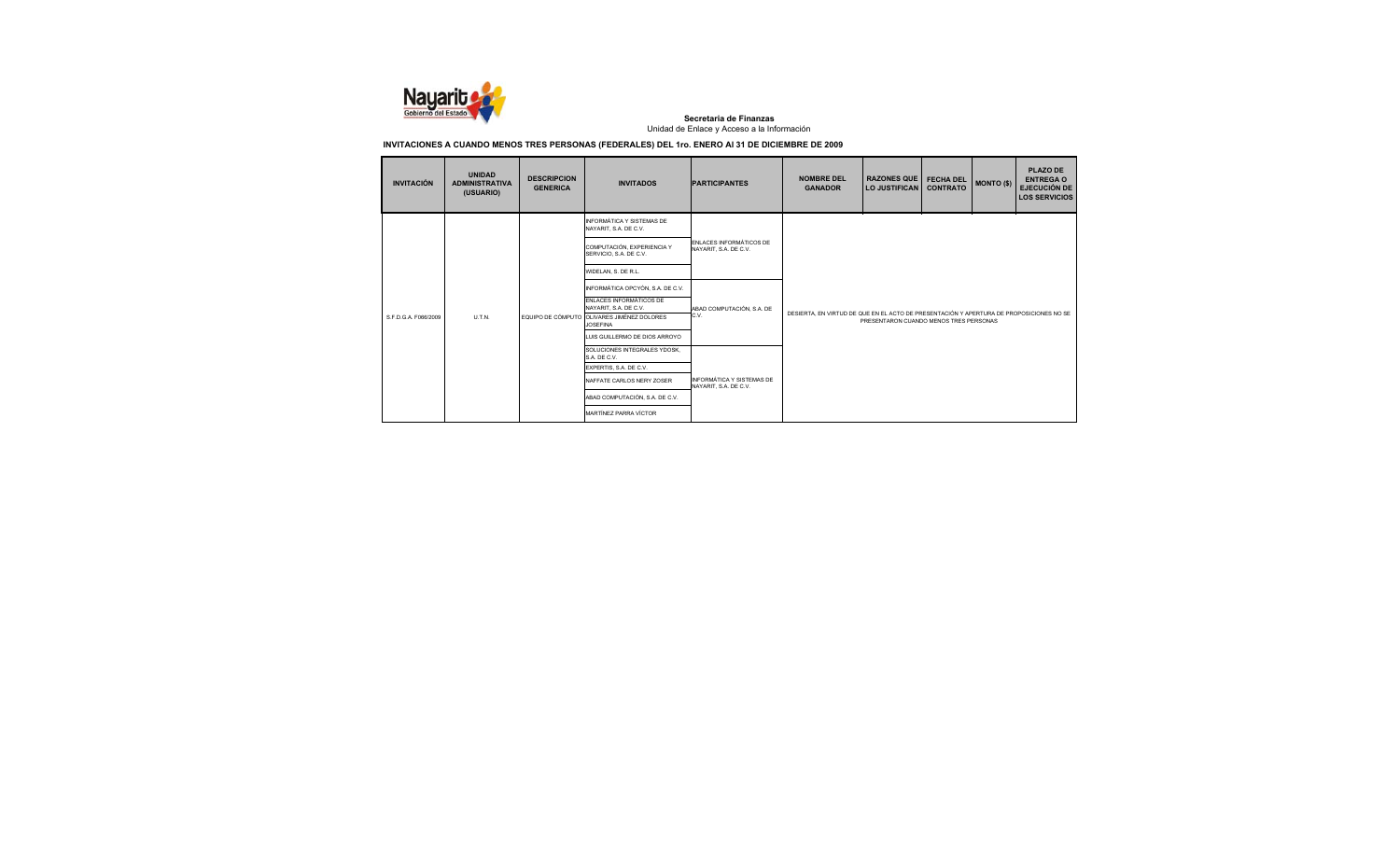**Secretaría de Finanzas**
Unidad de Enlace y Acceso a la Información

**INVITACIONES A CUANDO MENOS TRES PERSONAS (FEDERALES) DEL 1ro. ENERO Al 31 DE DICIEMBRE DE 2009**

| INVITACIÓN | UNIDAD ADMINISTRATIVA (USUARIO) | DESCRIPCION GENERICA | INVITADOS | PARTICIPANTES | NOMBRE DEL GANADOR | RAZONES QUE LO JUSTIFICAN | FECHA DEL CONTRATO | MONTO ($) | PLAZO DE ENTREGA O EJECUCIÓN DE LOS SERVICIOS |
|---|---|---|---|---|---|---|---|---|---|
| S.F.D.G.A. F066/2009 | U.T.N. | EQUIPO DE CÓMPUTO | INFORMÁTICA Y SISTEMAS DE NAYARIT, S.A. DE C.V. | ENLACES INFORMÁTICOS DE NAYARIT, S.A. DE C.V. | DESIERTA, EN VIRTUD DE QUE EN EL ACTO DE PRESENTACIÓN Y APERTURA DE PROPOSICIONES NO SE PRESENTARON CUANDO MENOS TRES PERSONAS | | | | |
| | | | COMPUTACIÓN, EXPERIENCIA Y SERVICIO, S.A. DE C.V. | | | | | | |
| | | | WIDELAN, S. DE R.L. | | | | | | |
| | | | INFORMÁTICA OPCYÓN, S.A. DE C.V. | ABAD COMPUTACIÓN, S.A. DE C.V. | | | | | |
| | | | ENLACES INFORMÁTICOS DE NAYARIT, S.A. DE C.V. | | | | | | |
| | | | OLIVARES JIMÉNEZ DOLORES JOSEFINA | | | | | | |
| | | | LUIS GUILLERMO DE DIOS ARROYO | | | | | | |
| | | | SOLUCIONES INTEGRALES YDOSK, S.A. DE C.V. | INFORMÁTICA Y SISTEMAS DE NAYARIT, S.A. DE C.V. | | | | | |
| | | | EXPERTIS, S.A. DE C.V. | | | | | | |
| | | | NAFFATE CARLOS NERY ZOSER | | | | | | |
| | | | ABAD COMPUTACIÓN, S.A. DE C.V. | | | | | | |
| | | | MARTÍNEZ PARRA VÍCTOR | | | | | | |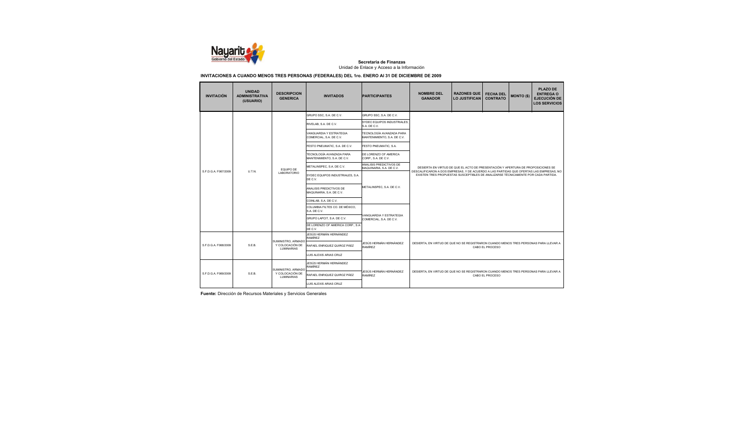**Secretaría de Finanzas**
Unidad de Enlace y Acceso a la Información

**INVITACIONES A CUANDO MENOS TRES PERSONAS (FEDERALES) DEL 1ro. ENERO Al 31 DE DICIEMBRE DE 2009**

| INVITACIÓN | UNIDAD ADMINISTRATIVA (USUARIO) | DESCRIPCION GENERICA | INVITADOS | PARTICIPANTES | NOMBRE DEL GANADOR | RAZONES QUE LO JUSTIFICAN | FECHA DEL CONTRATO | MONTO ($) | PLAZO DE ENTREGA O EJECUCIÓN DE LOS SERVICIOS |
|---|---|---|---|---|---|---|---|---|---|
| S.F.D.G.A. F067/2009 | U.T.N. | EQUIPO DE LABORATORIO | GRUPO SSC, S.A. DE C.V.<br>RIVELAB, S.A. DE C.V.<br>VANGUARDIA Y ESTRATEGIA COMERCIAL, S.A. DE C.V.<br>FESTO PNEUMATIC, S.A. DE C.V.<br>TECNOLOGÍA AVANZADA PARA MANTENIMIENTO, S.A. DE C.V.<br>METALINSPEC, S.A. DE C.V.<br>SYDEC EQUIPOS INDUSTRIALES, S.A. DE C.V.<br>ANALISIS PREDICTIVOS DE MAQUINARIA, S.A. DE C.V.<br>COINLAB, S.A. DE C.V.<br>COLUMBIA FILTES CO. DE MÉXICO, S.A. DE C.V.<br>GRUPO LAPCIT, S.A. DE C.V.<br>DE LORENZO OF AMERICA CORP., S.A. DE C.V. | GRUPO SSC, S.A. DE C.V.<br>SYDEC EQUIPOS INDUSTRIALES, S.A. DE C.V.<br>TECNOLOGÍA AVANZADA PARA MANTENIMIENTO, S.A. DE C.V.<br>FESTO PNEUMATIC, S.A.<br>DE LORENZO OF AMERICA CORP., S.A. DE C.V.<br>ANALISIS PREDICTIVOS DE MAQUINARIA, S.A. DE C.V.<br>METALINSPEC, S.A. DE C.V.<br>VANGUARDIA Y ESTRATEGIA COMERCIAL, S.A. DE C.V. | DESIERTA EN VIRTUD DE QUE EL ACTO DE PRESENTACIÓN Y APERTURA DE PROPOSICIONES SE DESCALIFICARON A DOS EMPRESAS, Y DE ACUERDO A LAS PARTIDAS QUE OFERTAS LAS EMPRESAS, NO EXISTEN TRES PROPUESTAS SUSCEPTIBLES DE ANALIZARSE TÉCNICAMENTE POR CADA PARTIDA. | | | | |
| S.F.D.G.A. F068/2009 | S.E.B. | SUMINISTRO, ARMADO Y COLOCACIÓN DE LUMINARIAS | JESÚS HERMÁN HERNÁNDEZ RAMÍREZ<br>RAFAEL ENRIQUEZ QUIROZ PÁEZ<br>LUIS ALEXIS ARIAS CRUZ | JESÚS HERMÁN HERNÁNDEZ RAMÍREZ | DESIERTA, EN VIRTUD DE QUE NO SE REGISTRARON CUANDO MENOS TRES PERSONAS PARA LLEVAR A CABO EL PROCESO | | | | |
| S.F.D.G.A. F069/2009 | S.E.B. | SUMINISTRO, ARMADO Y COLOCACIÓN DE LUMINARIAS | JESÚS HERMÁN HERNÁNDEZ RAMÍREZ<br>RAFAEL ENRIQUEZ QUIROZ PÁEZ<br>LUIS ALEXIS ARIAS CRUZ | JESÚS HERMÁN HERNÁNDEZ RAMÍREZ | DESIERTA, EN VIRTUD DE QUE NO SE REGISTRARON CUANDO MENOS TRES PERSONAS PARA LLEVAR A CABO EL PROCESO | | | | |

**Fuente:** Dirección de Recursos Materiales y Servicios Generales